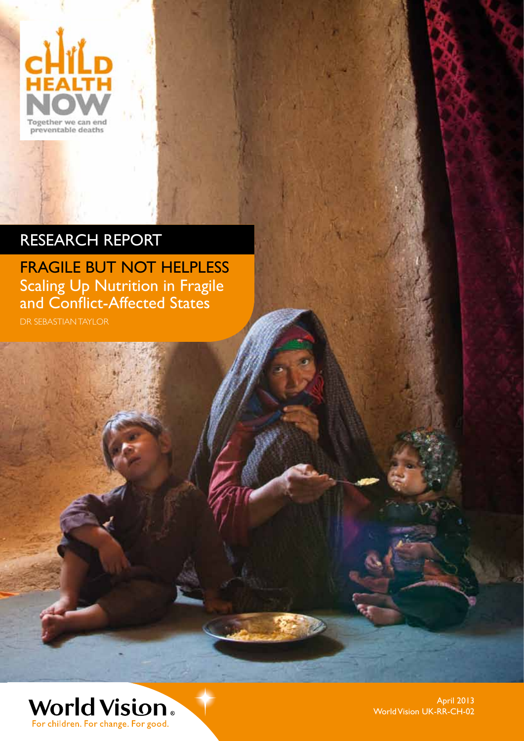CHILD HEALTH NOW

Together we can end preventable deaths

RESEARCH REPORT

# FRAGILE BUT NOT HELPLESS

## Scaling Up Nutrition in Fragile and Conflict-Affected States

DR SEBASTIAN TAYLOR

World Vision

For children. For change. For good.

April 2013

World Vision UK-RR-CH-02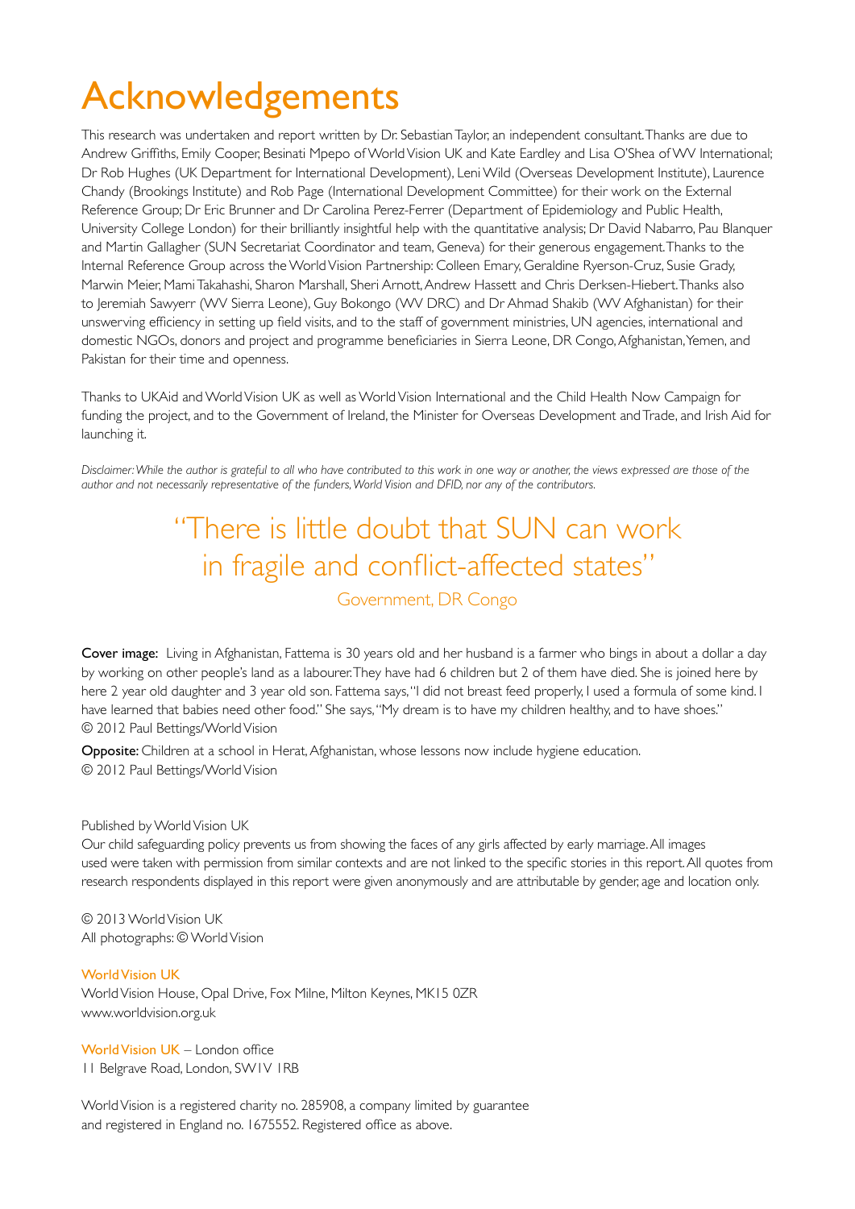# Acknowledgements

This research was undertaken and report written by Dr. Sebastian Taylor, an independent consultant. Thanks are due to Andrew Griffiths, Emily Cooper, Besinati Mpepo of World Vision UK and Kate Eardley and Lisa O'Shea of WV International; Dr Rob Hughes (UK Department for International Development), Leni Wild (Overseas Development Institute), Laurence Chandy (Brookings Institute) and Rob Page (International Development Committee) for their work on the External Reference Group; Dr Eric Brunner and Dr Carolina Perez-Ferrer (Department of Epidemiology and Public Health, University College London) for their brilliantly insightful help with the quantitative analysis; Dr David Nabarro, Pau Blanquer and Martin Gallagher (SUN Secretariat Coordinator and team, Geneva) for their generous engagement. Thanks to the Internal Reference Group across the World Vision Partnership: Colleen Emary, Geraldine Ryerson-Cruz, Susie Grady, Marwin Meier, Mami Takahashi, Sharon Marshall, Sheri Arnott, Andrew Hassett and Chris Derksen-Hiebert. Thanks also to Jeremiah Sawyerr (WV Sierra Leone), Guy Bokongo (WV DRC) and Dr Ahmad Shakib (WV Afghanistan) for their unswerving efficiency in setting up field visits, and to the staff of government ministries, UN agencies, international and domestic NGOs, donors and project and programme beneficiaries in Sierra Leone, DR Congo, Afghanistan, Yemen, and Pakistan for their time and openness.

Thanks to UKAid and World Vision UK as well as World Vision International and the Child Health Now Campaign for funding the project, and to the Government of Ireland, the Minister for Overseas Development and Trade, and Irish Aid for launching it.

*Disclaimer: While the author is grateful to all who have contributed to this work in one way or another, the views expressed are those of the author and not necessarily representative of the funders, World Vision and DFID, nor any of the contributors.*

> "There is little doubt that SUN can work in fragile and conflict-affected states"
>
> Government, DR Congo

**Cover image:** Living in Afghanistan, Fattema is 30 years old and her husband is a farmer who bings in about a dollar a day by working on other people's land as a labourer. They have had 6 children but 2 of them have died. She is joined here by here 2 year old daughter and 3 year old son. Fattema says, "I did not breast feed properly, I used a formula of some kind. I have learned that babies need other food." She says, "My dream is to have my children healthy, and to have shoes."
© 2012 Paul Bettings/World Vision

**Opposite:** Children at a school in Herat, Afghanistan, whose lessons now include hygiene education.
© 2012 Paul Bettings/World Vision

Published by World Vision UK
Our child safeguarding policy prevents us from showing the faces of any girls affected by early marriage. All images used were taken with permission from similar contexts and are not linked to the specific stories in this report. All quotes from research respondents displayed in this report were given anonymously and are attributable by gender, age and location only.

© 2013 World Vision UK
All photographs: © World Vision

**World Vision UK**
World Vision House, Opal Drive, Fox Milne, Milton Keynes, MK15 0ZR
www.worldvision.org.uk

**World Vision UK** – London office
11 Belgrave Road, London, SW1V 1RB

World Vision is a registered charity no. 285908, a company limited by guarantee and registered in England no. 1675552. Registered office as above.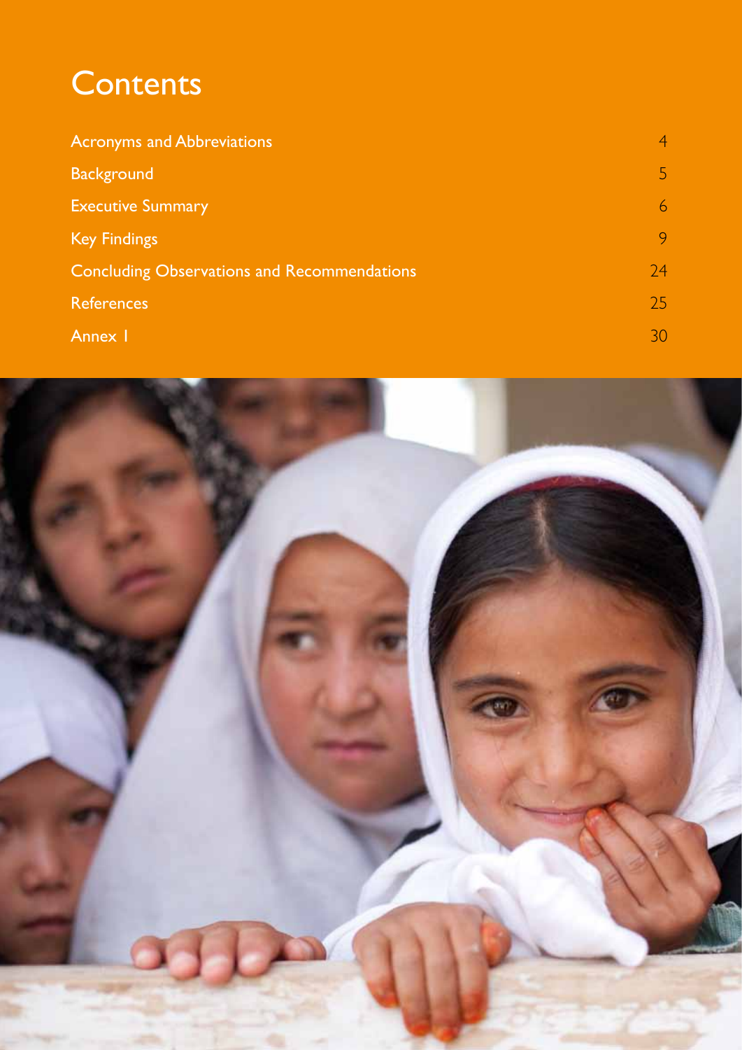# Contents

| | |
|---|---|
| Acronyms and Abbreviations | 4 |
| Background | 5 |
| Executive Summary | 6 |
| Key Findings | 9 |
| Concluding Observations and Recommendations | 24 |
| References | 25 |
| Annex I | 30 |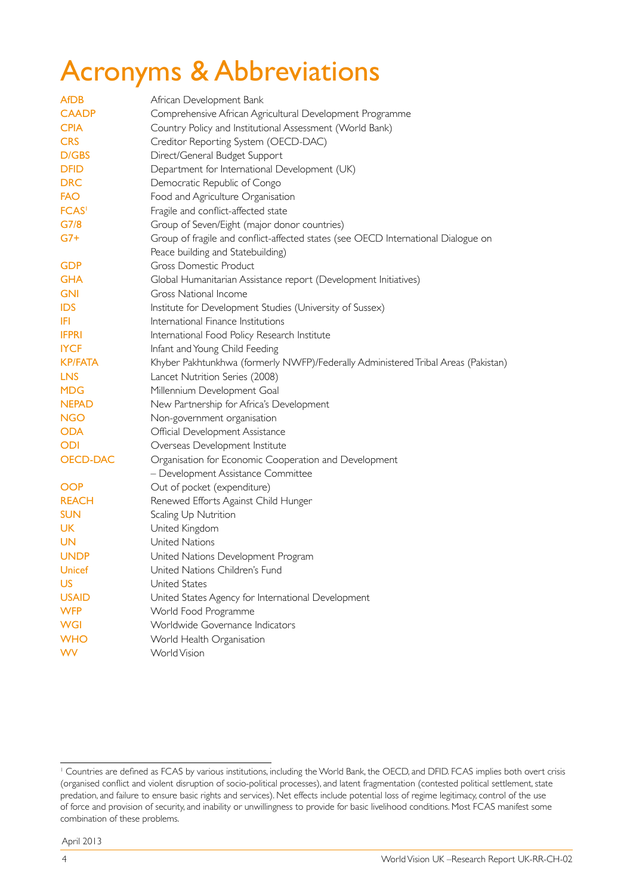# Acronyms & Abbreviations

| | |
|---|---|
| AfDB | African Development Bank |
| CAADP | Comprehensive African Agricultural Development Programme |
| CPIA | Country Policy and Institutional Assessment (World Bank) |
| CRS | Creditor Reporting System (OECD-DAC) |
| D/GBS | Direct/General Budget Support |
| DFID | Department for International Development (UK) |
| DRC | Democratic Republic of Congo |
| FAO | Food and Agriculture Organisation |
| FCAS[1] | Fragile and conflict-affected state |
| G7/8 | Group of Seven/Eight (major donor countries) |
| G7+ | Group of fragile and conflict-affected states (see OECD International Dialogue on Peace building and Statebuilding) |
| GDP | Gross Domestic Product |
| GHA | Global Humanitarian Assistance report (Development Initiatives) |
| GNI | Gross National Income |
| IDS | Institute for Development Studies (University of Sussex) |
| IFI | International Finance Institutions |
| IFPRI | International Food Policy Research Institute |
| IYCF | Infant and Young Child Feeding |
| KP/FATA | Khyber Pakhtunkhwa (formerly NWFP)/Federally Administered Tribal Areas (Pakistan) |
| LNS | Lancet Nutrition Series (2008) |
| MDG | Millennium Development Goal |
| NEPAD | New Partnership for Africa's Development |
| NGO | Non-government organisation |
| ODA | Official Development Assistance |
| ODI | Overseas Development Institute |
| OECD-DAC | Organisation for Economic Cooperation and Development – Development Assistance Committee |
| OOP | Out of pocket (expenditure) |
| REACH | Renewed Efforts Against Child Hunger |
| SUN | Scaling Up Nutrition |
| UK | United Kingdom |
| UN | United Nations |
| UNDP | United Nations Development Program |
| Unicef | United Nations Children's Fund |
| US | United States |
| USAID | United States Agency for International Development |
| WFP | World Food Programme |
| WGI | Worldwide Governance Indicators |
| WHO | World Health Organisation |
| WV | World Vision |

[1] Countries are defined as FCAS by various institutions, including the World Bank, the OECD, and DFID. FCAS implies both overt crisis (organised conflict and violent disruption of socio-political processes), and latent fragmentation (contested political settlement, state predation, and failure to ensure basic rights and services). Net effects include potential loss of regime legitimacy, control of the use of force and provision of security, and inability or unwillingness to provide for basic livelihood conditions. Most FCAS manifest some combination of these problems.

April 2013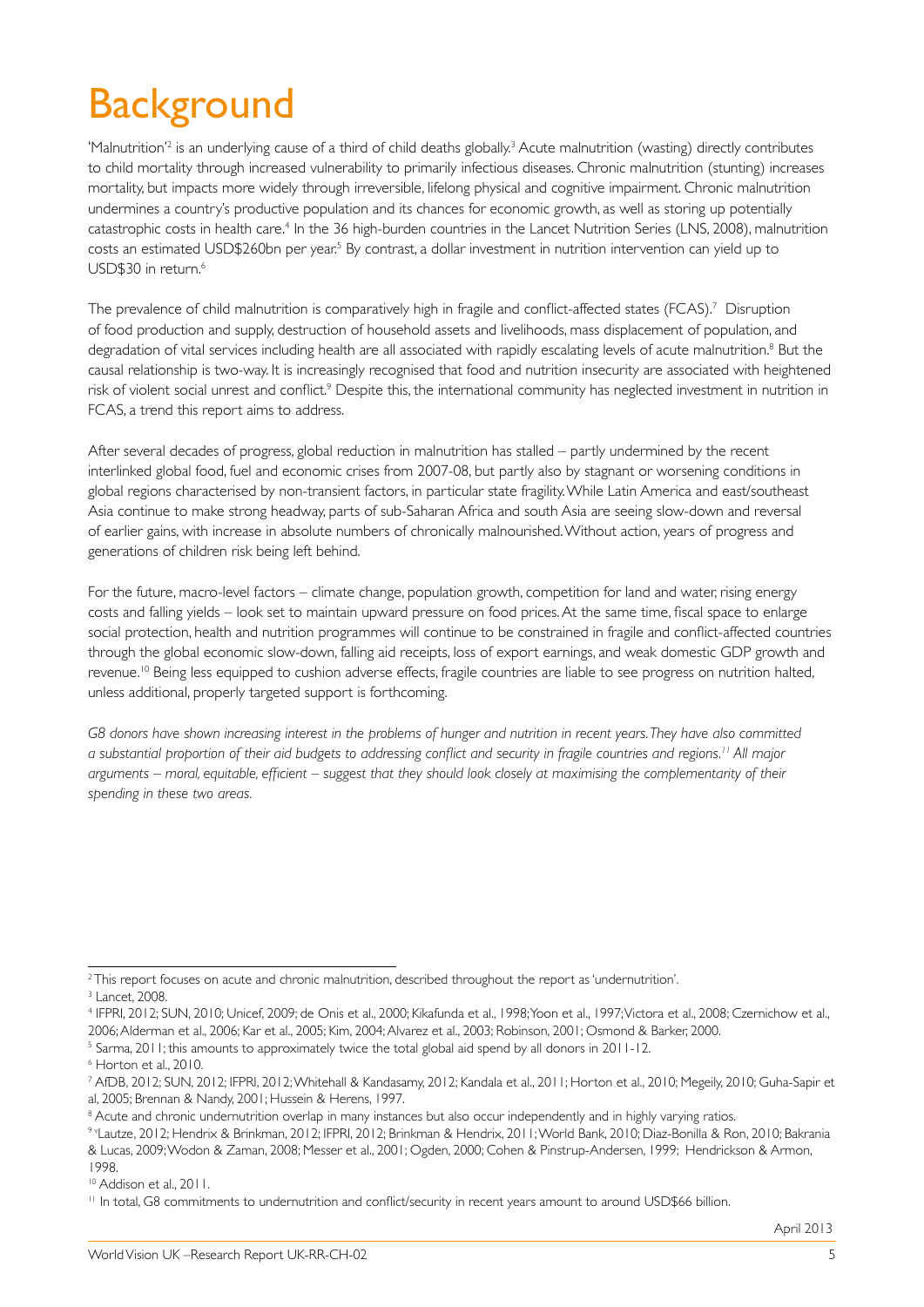# Background

'Malnutrition'[2] is an underlying cause of a third of child deaths globally.[3] Acute malnutrition (wasting) directly contributes to child mortality through increased vulnerability to primarily infectious diseases. Chronic malnutrition (stunting) increases mortality, but impacts more widely through irreversible, lifelong physical and cognitive impairment. Chronic malnutrition undermines a country's productive population and its chances for economic growth, as well as storing up potentially catastrophic costs in health care.[4] In the 36 high-burden countries in the Lancet Nutrition Series (LNS, 2008), malnutrition costs an estimated USD$260bn per year.[5] By contrast, a dollar investment in nutrition intervention can yield up to USD$30 in return.[6]

The prevalence of child malnutrition is comparatively high in fragile and conflict-affected states (FCAS).[7] Disruption of food production and supply, destruction of household assets and livelihoods, mass displacement of population, and degradation of vital services including health are all associated with rapidly escalating levels of acute malnutrition.[8] But the causal relationship is two-way. It is increasingly recognised that food and nutrition insecurity are associated with heightened risk of violent social unrest and conflict.[9] Despite this, the international community has neglected investment in nutrition in FCAS, a trend this report aims to address.

After several decades of progress, global reduction in malnutrition has stalled – partly undermined by the recent interlinked global food, fuel and economic crises from 2007-08, but partly also by stagnant or worsening conditions in global regions characterised by non-transient factors, in particular state fragility. While Latin America and east/southeast Asia continue to make strong headway, parts of sub-Saharan Africa and south Asia are seeing slow-down and reversal of earlier gains, with increase in absolute numbers of chronically malnourished. Without action, years of progress and generations of children risk being left behind.

For the future, macro-level factors – climate change, population growth, competition for land and water, rising energy costs and falling yields – look set to maintain upward pressure on food prices. At the same time, fiscal space to enlarge social protection, health and nutrition programmes will continue to be constrained in fragile and conflict-affected countries through the global economic slow-down, falling aid receipts, loss of export earnings, and weak domestic GDP growth and revenue.[10] Being less equipped to cushion adverse effects, fragile countries are liable to see progress on nutrition halted, unless additional, properly targeted support is forthcoming.

*G8 donors have shown increasing interest in the problems of hunger and nutrition in recent years. They have also committed a substantial proportion of their aid budgets to addressing conflict and security in fragile countries and regions.[11] All major arguments – moral, equitable, efficient – suggest that they should look closely at maximising the complementarity of their spending in these two areas.*

---

[2] This report focuses on acute and chronic malnutrition, described throughout the report as 'undernutrition'.

[3] Lancet, 2008.

[4] IFPRI, 2012; SUN, 2010; Unicef, 2009; de Onis et al., 2000; Kikafunda et al., 1998; Yoon et al., 1997; Victora et al., 2008; Czernichow et al., 2006; Alderman et al., 2006; Kar et al., 2005; Kim, 2004; Alvarez et al., 2003; Robinson, 2001; Osmond & Barker, 2000.

[5] Sarma, 2011; this amounts to approximately twice the total global aid spend by all donors in 2011-12.

[6] Horton et al., 2010.

[7] AfDB, 2012; SUN, 2012; IFPRI, 2012; Whitehall & Kandasamy, 2012; Kandala et al., 2011; Horton et al., 2010; Megeily, 2010; Guha-Sapir et al, 2005; Brennan & Nandy, 2001; Hussein & Herens, 1997.

[8] Acute and chronic undernutrition overlap in many instances but also occur independently and in highly varying ratios.

[9] vLautze, 2012; Hendrix & Brinkman, 2012; IFPRI, 2012; Brinkman & Hendrix, 2011; World Bank, 2010; Diaz-Bonilla & Ron, 2010; Bakrania & Lucas, 2009; Wodon & Zaman, 2008; Messer et al., 2001; Ogden, 2000; Cohen & Pinstrup-Andersen, 1999; Hendrickson & Armon, 1998.

[10] Addison et al., 2011.

[11] In total, G8 commitments to undernutrition and conflict/security in recent years amount to around USD$66 billion.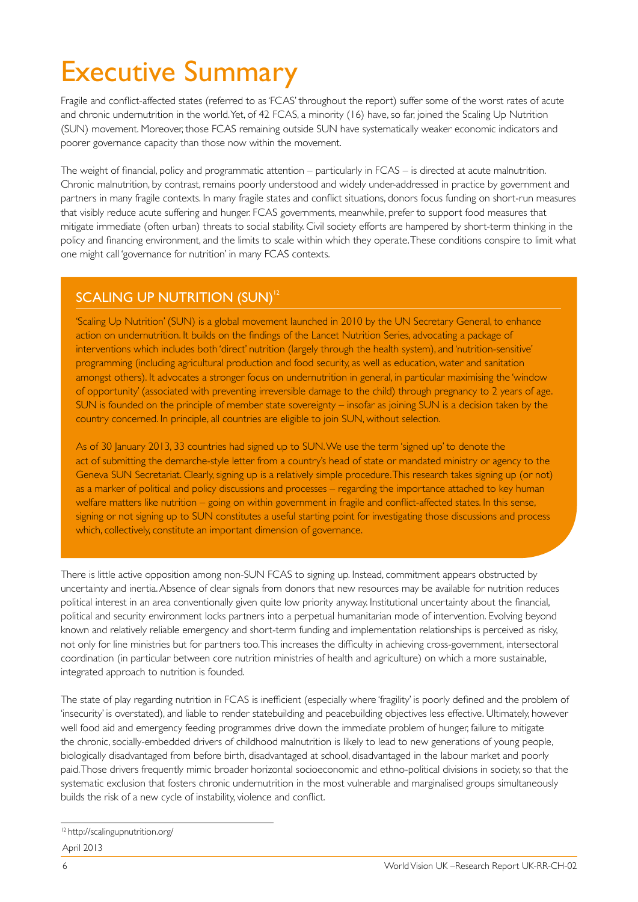# Executive Summary

Fragile and conflict-affected states (referred to as 'FCAS' throughout the report) suffer some of the worst rates of acute and chronic undernutrition in the world. Yet, of 42 FCAS, a minority (16) have, so far, joined the Scaling Up Nutrition (SUN) movement. Moreover, those FCAS remaining outside SUN have systematically weaker economic indicators and poorer governance capacity than those now within the movement.

The weight of financial, policy and programmatic attention – particularly in FCAS – is directed at acute malnutrition. Chronic malnutrition, by contrast, remains poorly understood and widely under-addressed in practice by government and partners in many fragile contexts. In many fragile states and conflict situations, donors focus funding on short-run measures that visibly reduce acute suffering and hunger. FCAS governments, meanwhile, prefer to support food measures that mitigate immediate (often urban) threats to social stability. Civil society efforts are hampered by short-term thinking in the policy and financing environment, and the limits to scale within which they operate. These conditions conspire to limit what one might call 'governance for nutrition' in many FCAS contexts.

## SCALING UP NUTRITION (SUN)[12]

'Scaling Up Nutrition' (SUN) is a global movement launched in 2010 by the UN Secretary General, to enhance action on undernutrition. It builds on the findings of the Lancet Nutrition Series, advocating a package of interventions which includes both 'direct' nutrition (largely through the health system), and 'nutrition-sensitive' programming (including agricultural production and food security, as well as education, water and sanitation amongst others). It advocates a stronger focus on undernutrition in general, in particular maximising the 'window of opportunity' (associated with preventing irreversible damage to the child) through pregnancy to 2 years of age. SUN is founded on the principle of member state sovereignty – insofar as joining SUN is a decision taken by the country concerned. In principle, all countries are eligible to join SUN, without selection.

As of 30 January 2013, 33 countries had signed up to SUN. We use the term 'signed up' to denote the act of submitting the demarche-style letter from a country's head of state or mandated ministry or agency to the Geneva SUN Secretariat. Clearly, signing up is a relatively simple procedure. This research takes signing up (or not) as a marker of political and policy discussions and processes – regarding the importance attached to key human welfare matters like nutrition – going on within government in fragile and conflict-affected states. In this sense, signing or not signing up to SUN constitutes a useful starting point for investigating those discussions and process which, collectively, constitute an important dimension of governance.

There is little active opposition among non-SUN FCAS to signing up. Instead, commitment appears obstructed by uncertainty and inertia. Absence of clear signals from donors that new resources may be available for nutrition reduces political interest in an area conventionally given quite low priority anyway. Institutional uncertainty about the financial, political and security environment locks partners into a perpetual humanitarian mode of intervention. Evolving beyond known and relatively reliable emergency and short-term funding and implementation relationships is perceived as risky, not only for line ministries but for partners too. This increases the difficulty in achieving cross-government, intersectoral coordination (in particular between core nutrition ministries of health and agriculture) on which a more sustainable, integrated approach to nutrition is founded.

The state of play regarding nutrition in FCAS is inefficient (especially where 'fragility' is poorly defined and the problem of 'insecurity' is overstated), and liable to render statebuilding and peacebuilding objectives less effective. Ultimately, however well food aid and emergency feeding programmes drive down the immediate problem of hunger, failure to mitigate the chronic, socially-embedded drivers of childhood malnutrition is likely to lead to new generations of young people, biologically disadvantaged from before birth, disadvantaged at school, disadvantaged in the labour market and poorly paid. Those drivers frequently mimic broader horizontal socioeconomic and ethno-political divisions in society, so that the systematic exclusion that fosters chronic undernutrition in the most vulnerable and marginalised groups simultaneously builds the risk of a new cycle of instability, violence and conflict.

[12] http://scalingupnutrition.org/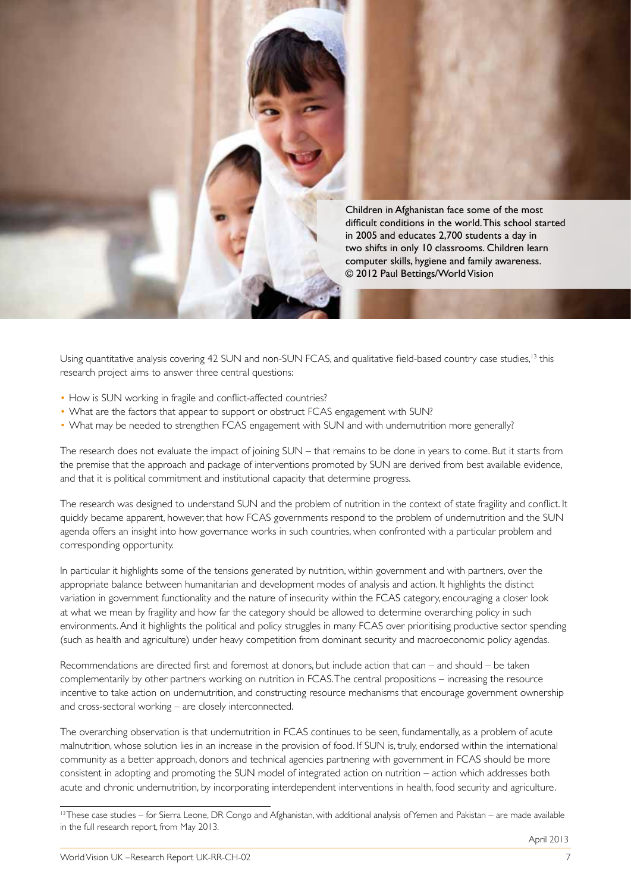Children in Afghanistan face some of the most difficult conditions in the world. This school started in 2005 and educates 2,700 students a day in two shifts in only 10 classrooms. Children learn computer skills, hygiene and family awareness. © 2012 Paul Bettings/World Vision

Using quantitative analysis covering 42 SUN and non-SUN FCAS, and qualitative field-based country case studies,[13] this research project aims to answer three central questions:

- How is SUN working in fragile and conflict-affected countries?
- What are the factors that appear to support or obstruct FCAS engagement with SUN?
- What may be needed to strengthen FCAS engagement with SUN and with undernutrition more generally?

The research does not evaluate the impact of joining SUN – that remains to be done in years to come. But it starts from the premise that the approach and package of interventions promoted by SUN are derived from best available evidence, and that it is political commitment and institutional capacity that determine progress.

The research was designed to understand SUN and the problem of nutrition in the context of state fragility and conflict. It quickly became apparent, however, that how FCAS governments respond to the problem of undernutrition and the SUN agenda offers an insight into how governance works in such countries, when confronted with a particular problem and corresponding opportunity.

In particular it highlights some of the tensions generated by nutrition, within government and with partners, over the appropriate balance between humanitarian and development modes of analysis and action. It highlights the distinct variation in government functionality and the nature of insecurity within the FCAS category, encouraging a closer look at what we mean by fragility and how far the category should be allowed to determine overarching policy in such environments. And it highlights the political and policy struggles in many FCAS over prioritising productive sector spending (such as health and agriculture) under heavy competition from dominant security and macroeconomic policy agendas.

Recommendations are directed first and foremost at donors, but include action that can – and should – be taken complementarily by other partners working on nutrition in FCAS. The central propositions – increasing the resource incentive to take action on undernutrition, and constructing resource mechanisms that encourage government ownership and cross-sectoral working – are closely interconnected.

The overarching observation is that undernutrition in FCAS continues to be seen, fundamentally, as a problem of acute malnutrition, whose solution lies in an increase in the provision of food. If SUN is, truly, endorsed within the international community as a better approach, donors and technical agencies partnering with government in FCAS should be more consistent in adopting and promoting the SUN model of integrated action on nutrition – action which addresses both acute and chronic undernutrition, by incorporating interdependent interventions in health, food security and agriculture.

[13] These case studies – for Sierra Leone, DR Congo and Afghanistan, with additional analysis of Yemen and Pakistan – are made available in the full research report, from May 2013.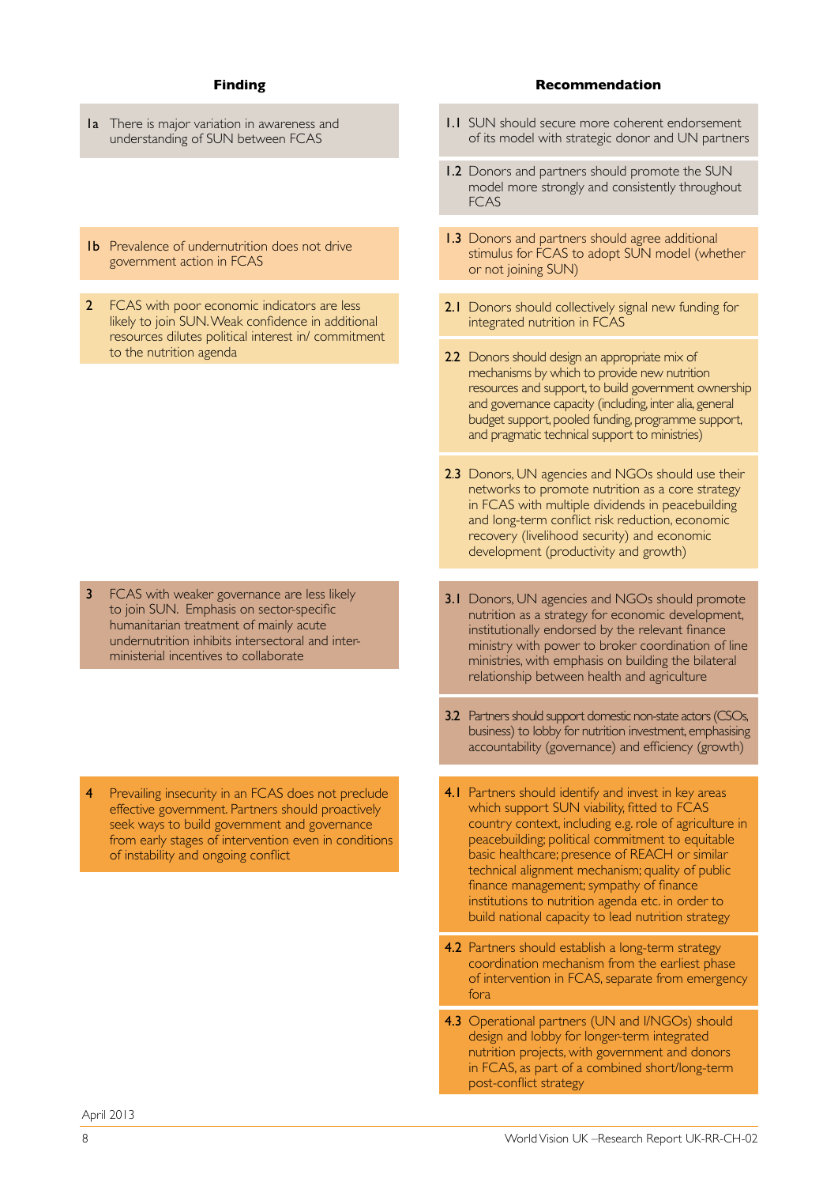| Finding | Recommendation |
|---|---|
| **1a** There is major variation in awareness and understanding of SUN between FCAS | **1.1** SUN should secure more coherent endorsement of its model with strategic donor and UN partners |
| | **1.2** Donors and partners should promote the SUN model more strongly and consistently throughout FCAS |
| **1b** Prevalence of undernutrition does not drive government action in FCAS | **1.3** Donors and partners should agree additional stimulus for FCAS to adopt SUN model (whether or not joining SUN) |
| **2** FCAS with poor economic indicators are less likely to join SUN. Weak confidence in additional resources dilutes political interest in/ commitment to the nutrition agenda | **2.1** Donors should collectively signal new funding for integrated nutrition in FCAS |
| | **2.2** Donors should design an appropriate mix of mechanisms by which to provide new nutrition resources and support, to build government ownership and governance capacity (including, inter alia, general budget support, pooled funding, programme support, and pragmatic technical support to ministries) |
| | **2.3** Donors, UN agencies and NGOs should use their networks to promote nutrition as a core strategy in FCAS with multiple dividends in peacebuilding and long-term conflict risk reduction, economic recovery (livelihood security) and economic development (productivity and growth) |
| **3** FCAS with weaker governance are less likely to join SUN. Emphasis on sector-specific humanitarian treatment of mainly acute undernutrition inhibits intersectoral and inter-ministerial incentives to collaborate | **3.1** Donors, UN agencies and NGOs should promote nutrition as a strategy for economic development, institutionally endorsed by the relevant finance ministry with power to broker coordination of line ministries, with emphasis on building the bilateral relationship between health and agriculture |
| | **3.2** Partners should support domestic non-state actors (CSOs, business) to lobby for nutrition investment, emphasising accountability (governance) and efficiency (growth) |
| **4** Prevailing insecurity in an FCAS does not preclude effective government. Partners should proactively seek ways to build government and governance from early stages of intervention even in conditions of instability and ongoing conflict | **4.1** Partners should identify and invest in key areas which support SUN viability, fitted to FCAS country context, including e.g. role of agriculture in peacebuilding; political commitment to equitable basic healthcare; presence of REACH or similar technical alignment mechanism; quality of public finance management; sympathy of finance institutions to nutrition agenda etc. in order to build national capacity to lead nutrition strategy |
| | **4.2** Partners should establish a long-term strategy coordination mechanism from the earliest phase of intervention in FCAS, separate from emergency fora |
| | **4.3** Operational partners (UN and I/NGOs) should design and lobby for longer-term integrated nutrition projects, with government and donors in FCAS, as part of a combined short/long-term post-conflict strategy |

April 2013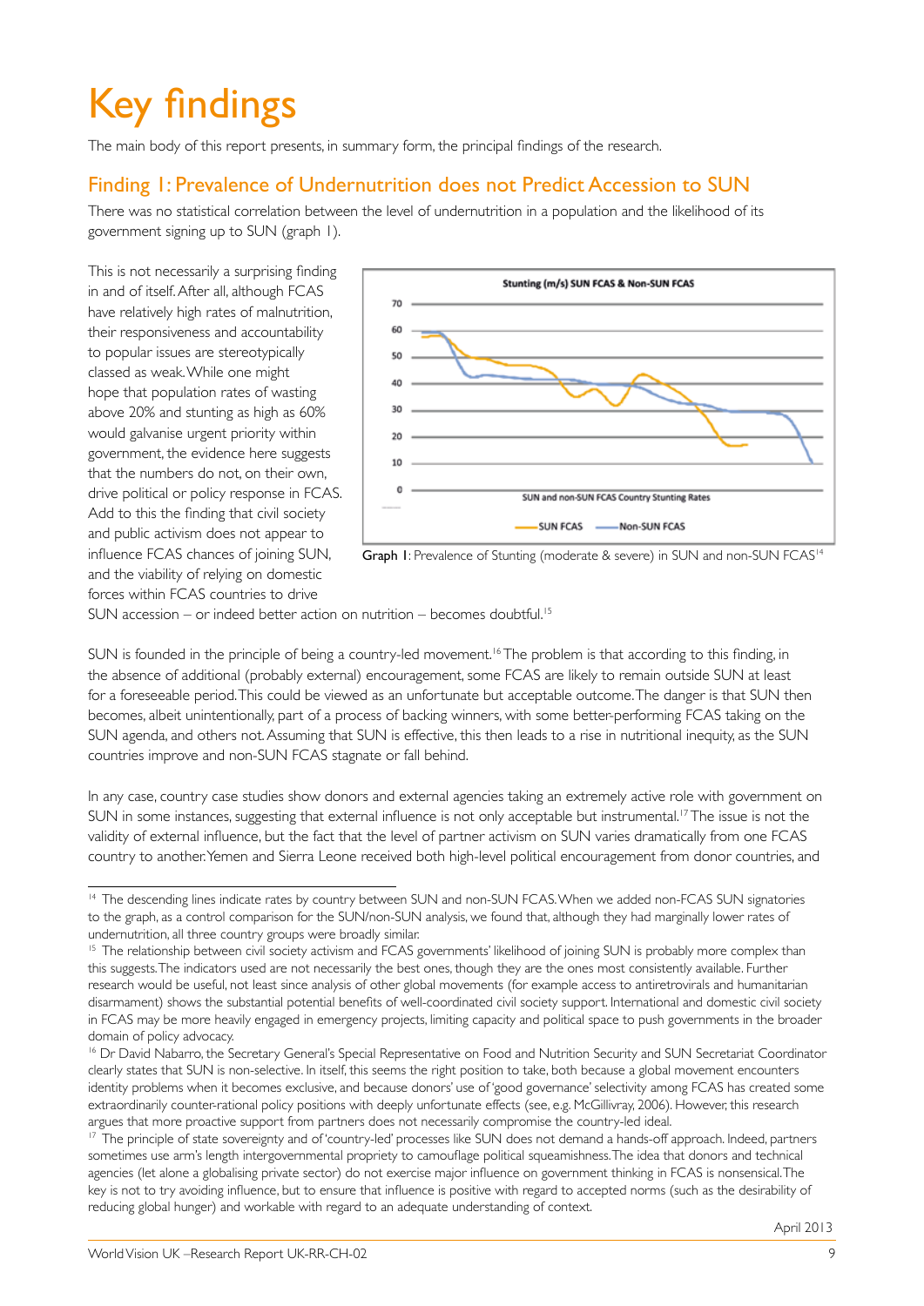# Key findings

The main body of this report presents, in summary form, the principal findings of the research.

## Finding 1: Prevalence of Undernutrition does not Predict Accession to SUN

There was no statistical correlation between the level of undernutrition in a population and the likelihood of its government signing up to SUN (graph 1).

This is not necessarily a surprising finding in and of itself. After all, although FCAS have relatively high rates of malnutrition, their responsiveness and accountability to popular issues are stereotypically classed as weak. While one might hope that population rates of wasting above 20% and stunting as high as 60% would galvanise urgent priority within government, the evidence here suggests that the numbers do not, on their own, drive political or policy response in FCAS. Add to this the finding that civil society and public activism does not appear to influence FCAS chances of joining SUN, and the viability of relying on domestic forces within FCAS countries to drive SUN accession – or indeed better action on nutrition – becomes doubtful.[15]

**Graph 1**: Prevalence of Stunting (moderate & severe) in SUN and non-SUN FCAS[14]

SUN is founded in the principle of being a country-led movement.[16] The problem is that according to this finding, in the absence of additional (probably external) encouragement, some FCAS are likely to remain outside SUN at least for a foreseeable period. This could be viewed as an unfortunate but acceptable outcome. The danger is that SUN then becomes, albeit unintentionally, part of a process of backing winners, with some better-performing FCAS taking on the SUN agenda, and others not. Assuming that SUN is effective, this then leads to a rise in nutritional inequity, as the SUN countries improve and non-SUN FCAS stagnate or fall behind.

In any case, country case studies show donors and external agencies taking an extremely active role with government on SUN in some instances, suggesting that external influence is not only acceptable but instrumental.[17] The issue is not the validity of external influence, but the fact that the level of partner activism on SUN varies dramatically from one FCAS country to another. Yemen and Sierra Leone received both high-level political encouragement from donor countries, and

---

[14] The descending lines indicate rates by country between SUN and non-SUN FCAS. When we added non-FCAS SUN signatories to the graph, as a control comparison for the SUN/non-SUN analysis, we found that, although they had marginally lower rates of undernutrition, all three country groups were broadly similar.

[15] The relationship between civil society activism and FCAS governments' likelihood of joining SUN is probably more complex than this suggests. The indicators used are not necessarily the best ones, though they are the ones most consistently available. Further research would be useful, not least since analysis of other global movements (for example access to antiretrovirals and humanitarian disarmament) shows the substantial potential benefits of well-coordinated civil society support. International and domestic civil society in FCAS may be more heavily engaged in emergency projects, limiting capacity and political space to push governments in the broader domain of policy advocacy.

[16] Dr David Nabarro, the Secretary General's Special Representative on Food and Nutrition Security and SUN Secretariat Coordinator clearly states that SUN is non-selective. In itself, this seems the right position to take, both because a global movement encounters identity problems when it becomes exclusive, and because donors' use of 'good governance' selectivity among FCAS has created some extraordinarily counter-rational policy positions with deeply unfortunate effects (see, e.g. McGillivray, 2006). However, this research argues that more proactive support from partners does not necessarily compromise the country-led ideal.

[17] The principle of state sovereignty and of 'country-led' processes like SUN does not demand a hands-off approach. Indeed, partners sometimes use arm's length intergovernmental propriety to camouflage political squeamishness. The idea that donors and technical agencies (let alone a globalising private sector) do not exercise major influence on government thinking in FCAS is nonsensical. The key is not to try avoiding influence, but to ensure that influence is positive with regard to accepted norms (such as the desirability of reducing global hunger) and workable with regard to an adequate understanding of context.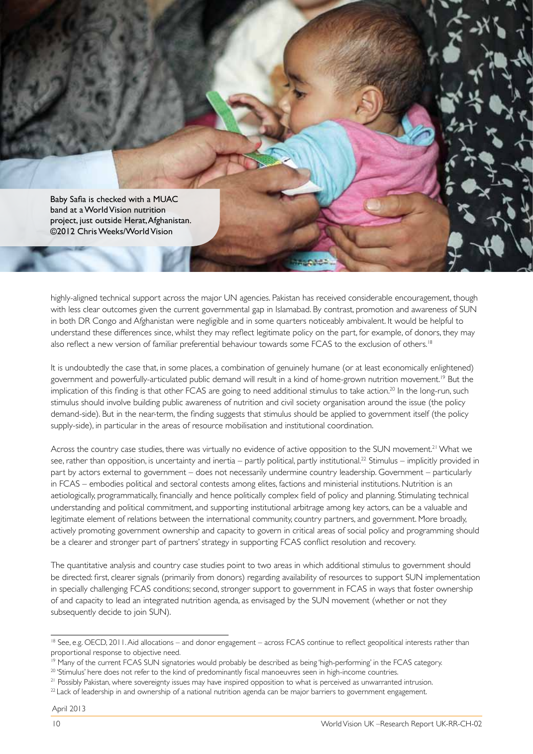Baby Safia is checked with a MUAC band at a World Vision nutrition project, just outside Herat, Afghanistan. ©2012 Chris Weeks/World Vision

highly-aligned technical support across the major UN agencies. Pakistan has received considerable encouragement, though with less clear outcomes given the current governmental gap in Islamabad. By contrast, promotion and awareness of SUN in both DR Congo and Afghanistan were negligible and in some quarters noticeably ambivalent. It would be helpful to understand these differences since, whilst they may reflect legitimate policy on the part, for example, of donors, they may also reflect a new version of familiar preferential behaviour towards some FCAS to the exclusion of others.[18]

It is undoubtedly the case that, in some places, a combination of genuinely humane (or at least economically enlightened) government and powerfully-articulated public demand will result in a kind of home-grown nutrition movement.[19] But the implication of this finding is that other FCAS are going to need additional stimulus to take action.[20] In the long-run, such stimulus should involve building public awareness of nutrition and civil society organisation around the issue (the policy demand-side). But in the near-term, the finding suggests that stimulus should be applied to government itself (the policy supply-side), in particular in the areas of resource mobilisation and institutional coordination.

Across the country case studies, there was virtually no evidence of active opposition to the SUN movement.[21] What we see, rather than opposition, is uncertainty and inertia – partly political, partly institutional.[22] Stimulus – implicitly provided in part by actors external to government – does not necessarily undermine country leadership. Government – particularly in FCAS – embodies political and sectoral contests among elites, factions and ministerial institutions. Nutrition is an aetiologically, programmatically, financially and hence politically complex field of policy and planning. Stimulating technical understanding and political commitment, and supporting institutional arbitrage among key actors, can be a valuable and legitimate element of relations between the international community, country partners, and government. More broadly, actively promoting government ownership and capacity to govern in critical areas of social policy and programming should be a clearer and stronger part of partners' strategy in supporting FCAS conflict resolution and recovery.

The quantitative analysis and country case studies point to two areas in which additional stimulus to government should be directed: first, clearer signals (primarily from donors) regarding availability of resources to support SUN implementation in specially challenging FCAS conditions; second, stronger support to government in FCAS in ways that foster ownership of and capacity to lead an integrated nutrition agenda, as envisaged by the SUN movement (whether or not they subsequently decide to join SUN).

---

[18] See, e.g. OECD, 2011. Aid allocations – and donor engagement – across FCAS continue to reflect geopolitical interests rather than proportional response to objective need.

[19] Many of the current FCAS SUN signatories would probably be described as being 'high-performing' in the FCAS category.

[20] 'Stimulus' here does not refer to the kind of predominantly fiscal manoeuvres seen in high-income countries.

[21] Possibly Pakistan, where sovereignty issues may have inspired opposition to what is perceived as unwarranted intrusion.

[22] Lack of leadership in and ownership of a national nutrition agenda can be major barriers to government engagement.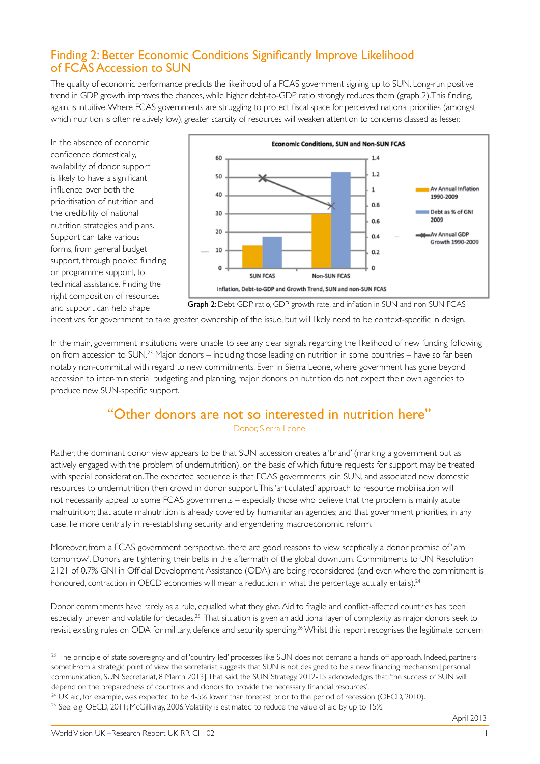## Finding 2: Better Economic Conditions Significantly Improve Likelihood of FCAS Accession to SUN

The quality of economic performance predicts the likelihood of a FCAS government signing up to SUN. Long-run positive trend in GDP growth improves the chances, while higher debt-to-GDP ratio strongly reduces them (graph 2). This finding, again, is intuitive. Where FCAS governments are struggling to protect fiscal space for perceived national priorities (amongst which nutrition is often relatively low), greater scarcity of resources will weaken attention to concerns classed as lesser.

In the absence of economic confidence domestically, availability of donor support is likely to have a significant influence over both the prioritisation of nutrition and the credibility of national nutrition strategies and plans. Support can take various forms, from general budget support, through pooled funding or programme support, to technical assistance. Finding the right composition of resources and support can help shape incentives for government to take greater ownership of the issue, but will likely need to be context-specific in design.

**Economic Conditions, SUN and Non-SUN FCAS**

| | Av Annual Inflation 1990-2009 | Debt as % of GNI 2009 | Av Annual GDP Growth 1990-2009 |
|---|---|---|---|
| SUN FCAS | ~13 | ~17 | ~1.2 |
| Non-SUN FCAS | ~30 | ~53 | ~0.8 |

Inflation, Debt-to-GDP and Growth Trend, SUN and non-SUN FCAS

**Graph 2**: Debt-GDP ratio, GDP growth rate, and inflation in SUN and non-SUN FCAS

In the main, government institutions were unable to see any clear signals regarding the likelihood of new funding following on from accession to SUN.[23] Major donors – including those leading on nutrition in some countries – have so far been notably non-committal with regard to new commitments. Even in Sierra Leone, where government has gone beyond accession to inter-ministerial budgeting and planning, major donors on nutrition do not expect their own agencies to produce new SUN-specific support.

> **"Other donors are not so interested in nutrition here"**
> Donor, Sierra Leone

Rather, the dominant donor view appears to be that SUN accession creates a 'brand' (marking a government out as actively engaged with the problem of undernutrition), on the basis of which future requests for support may be treated with special consideration. The expected sequence is that FCAS governments join SUN, and associated new domestic resources to undernutrition then crowd in donor support. This 'articulated' approach to resource mobilisation will not necessarily appeal to some FCAS governments – especially those who believe that the problem is mainly acute malnutrition; that acute malnutrition is already covered by humanitarian agencies; and that government priorities, in any case, lie more centrally in re-establishing security and engendering macroeconomic reform.

Moreover, from a FCAS government perspective, there are good reasons to view sceptically a donor promise of 'jam tomorrow'. Donors are tightening their belts in the aftermath of the global downturn. Commitments to UN Resolution 2121 of 0.7% GNI in Official Development Assistance (ODA) are being reconsidered (and even where the commitment is honoured, contraction in OECD economies will mean a reduction in what the percentage actually entails).[24]

Donor commitments have rarely, as a rule, equalled what they give. Aid to fragile and conflict-affected countries has been especially uneven and volatile for decades.[25] That situation is given an additional layer of complexity as major donors seek to revisit existing rules on ODA for military, defence and security spending.[26] Whilst this report recognises the legitimate concern

---

[23] The principle of state sovereignty and of 'country-led' processes like SUN does not demand a hands-off approach. Indeed, partners sometiFrom a strategic point of view, the secretariat suggests that SUN is not designed to be a new financing mechanism [personal communication, SUN Secretariat, 8 March 2013]. That said, the SUN Strategy, 2012-15 acknowledges that: 'the success of SUN will depend on the preparedness of countries and donors to provide the necessary financial resources'.

[24] UK aid, for example, was expected to be 4-5% lower than forecast prior to the period of recession (OECD, 2010).

[25] See, e.g. OECD, 2011; McGillivray, 2006. Volatility is estimated to reduce the value of aid by up to 15%.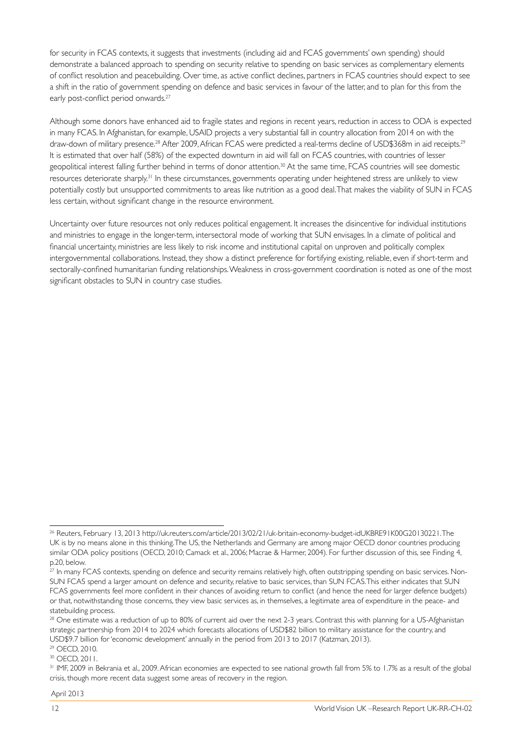for security in FCAS contexts, it suggests that investments (including aid and FCAS governments' own spending) should demonstrate a balanced approach to spending on security relative to spending on basic services as complementary elements of conflict resolution and peacebuilding. Over time, as active conflict declines, partners in FCAS countries should expect to see a shift in the ratio of government spending on defence and basic services in favour of the latter, and to plan for this from the early post-conflict period onwards.[27]

Although some donors have enhanced aid to fragile states and regions in recent years, reduction in access to ODA is expected in many FCAS. In Afghanistan, for example, USAID projects a very substantial fall in country allocation from 2014 on with the draw-down of military presence.[28] After 2009, African FCAS were predicted a real-terms decline of USD$368m in aid receipts.[29] It is estimated that over half (58%) of the expected downturn in aid will fall on FCAS countries, with countries of lesser geopolitical interest falling further behind in terms of donor attention.[30] At the same time, FCAS countries will see domestic resources deteriorate sharply.[31] In these circumstances, governments operating under heightened stress are unlikely to view potentially costly but unsupported commitments to areas like nutrition as a good deal. That makes the viability of SUN in FCAS less certain, without significant change in the resource environment.

Uncertainty over future resources not only reduces political engagement. It increases the disincentive for individual institutions and ministries to engage in the longer-term, intersectoral mode of working that SUN envisages. In a climate of political and financial uncertainty, ministries are less likely to risk income and institutional capital on unproven and politically complex intergovernmental collaborations. Instead, they show a distinct preference for fortifying existing, reliable, even if short-term and sectorally-confined humanitarian funding relationships. Weakness in cross-government coordination is noted as one of the most significant obstacles to SUN in country case studies.

---

[26] Reuters, February 13, 2013 http://uk.reuters.com/article/2013/02/21/uk-britain-economy-budget-idUKBRE91K00G20130221. The UK is by no means alone in this thinking. The US, the Netherlands and Germany are among major OECD donor countries producing similar ODA policy positions (OECD, 2010; Camack et al., 2006; Macrae & Harmer, 2004). For further discussion of this, see Finding 4, p.20, below.

[27] In many FCAS contexts, spending on defence and security remains relatively high, often outstripping spending on basic services. Non-SUN FCAS spend a larger amount on defence and security, relative to basic services, than SUN FCAS. This either indicates that SUN FCAS governments feel more confident in their chances of avoiding return to conflict (and hence the need for larger defence budgets) or that, notwithstanding those concerns, they view basic services as, in themselves, a legitimate area of expenditure in the peace- and statebuilding process.

[28] One estimate was a reduction of up to 80% of current aid over the next 2-3 years. Contrast this with planning for a US-Afghanistan strategic partnership from 2014 to 2024 which forecasts allocations of USD$82 billion to military assistance for the country, and USD$9.7 billion for 'economic development' annually in the period from 2013 to 2017 (Katzman, 2013).

[29] OECD, 2010.

[30] OECD, 2011.

[31] IMF, 2009 in Bekrania et al., 2009. African economies are expected to see national growth fall from 5% to 1.7% as a result of the global crisis, though more recent data suggest some areas of recovery in the region.

April 2013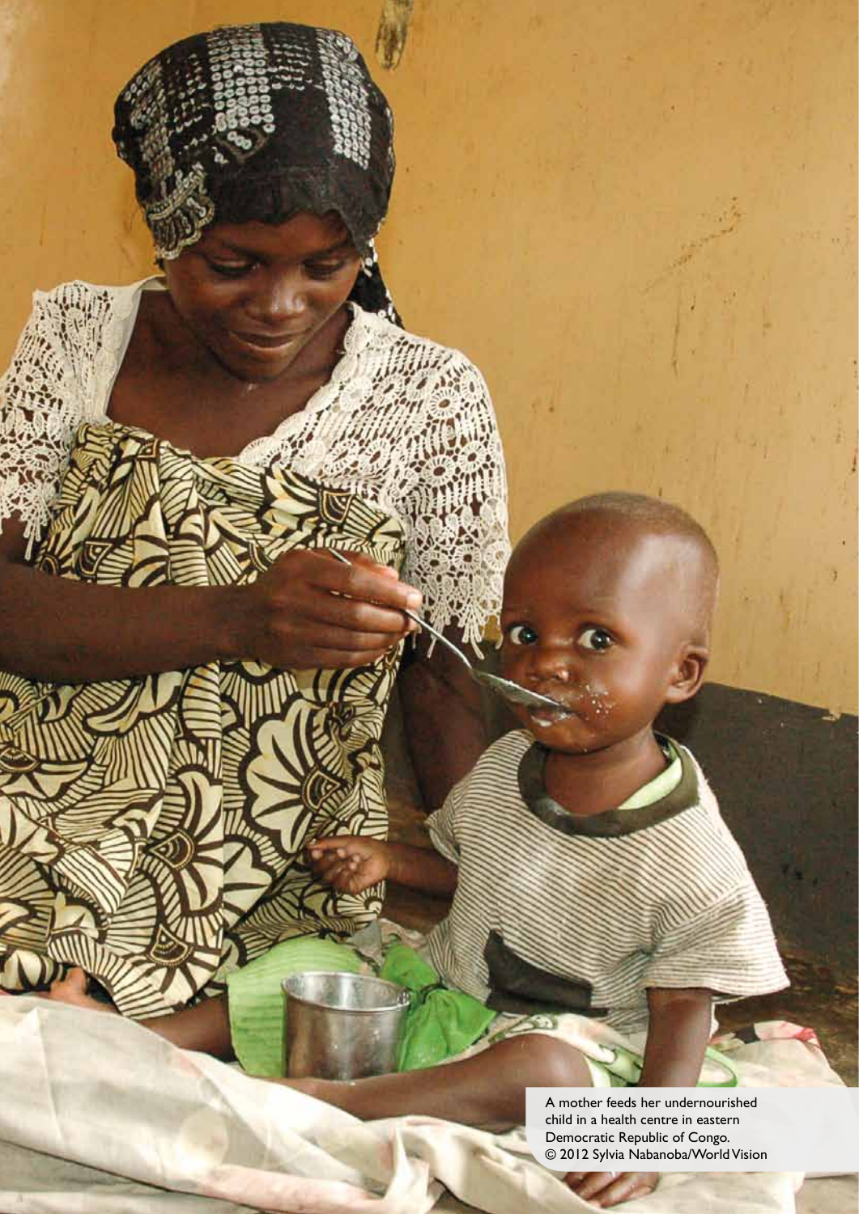A mother feeds her undernourished child in a health centre in eastern Democratic Republic of Congo.
© 2012 Sylvia Nabanoba/World Vision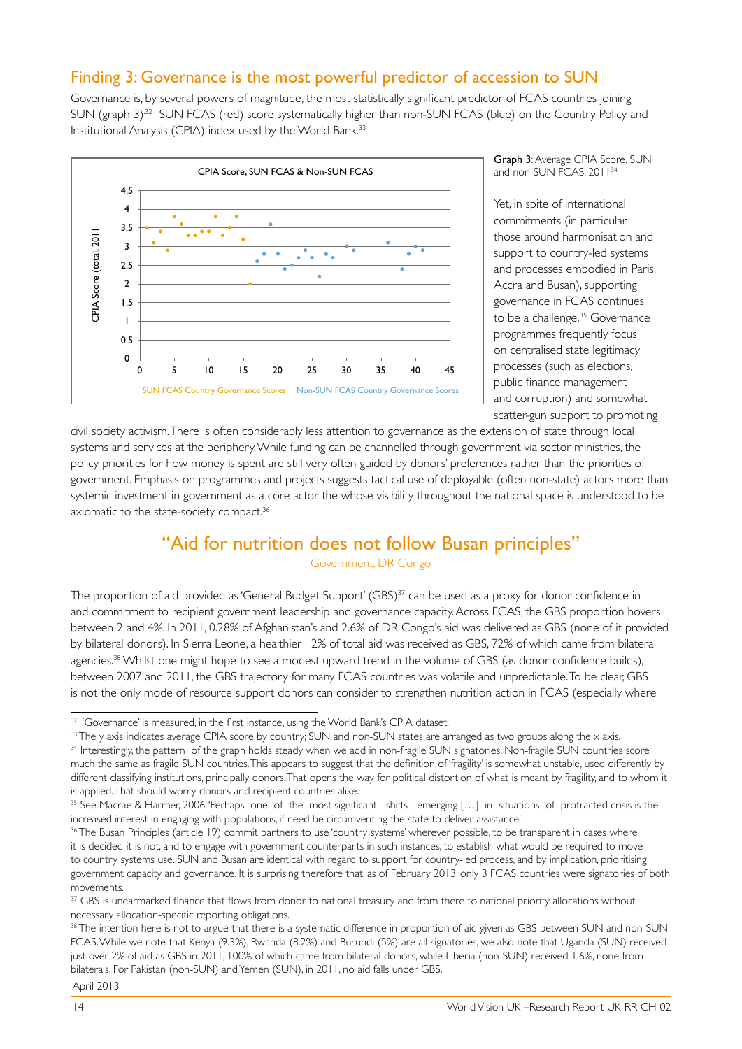## Finding 3: Governance is the most powerful predictor of accession to SUN

Governance is, by several powers of magnitude, the most statistically significant predictor of FCAS countries joining SUN (graph 3).[32] SUN FCAS (red) score systematically higher than non-SUN FCAS (blue) on the Country Policy and Institutional Analysis (CPIA) index used by the World Bank.[33]

**Graph 3**: Average CPIA Score, SUN and non-SUN FCAS, 2011[34]

Yet, in spite of international commitments (in particular those around harmonisation and support to country-led systems and processes embodied in Paris, Accra and Busan), supporting governance in FCAS continues to be a challenge.[35] Governance programmes frequently focus on centralised state legitimacy processes (such as elections, public finance management and corruption) and somewhat scatter-gun support to promoting civil society activism. There is often considerably less attention to governance as the extension of state through local systems and services at the periphery. While funding can be channelled through government via sector ministries, the policy priorities for how money is spent are still very often guided by donors' preferences rather than the priorities of government. Emphasis on programmes and projects suggests tactical use of deployable (often non-state) actors more than systemic investment in government as a core actor the whose visibility throughout the national space is understood to be axiomatic to the state-society compact.[36]

> **"Aid for nutrition does not follow Busan principles"**
> Government, DR Congo

The proportion of aid provided as 'General Budget Support' (GBS)[37] can be used as a proxy for donor confidence in and commitment to recipient government leadership and governance capacity. Across FCAS, the GBS proportion hovers between 2 and 4%. In 2011, 0.28% of Afghanistan's and 2.6% of DR Congo's aid was delivered as GBS (none of it provided by bilateral donors). In Sierra Leone, a healthier 12% of total aid was received as GBS, 72% of which came from bilateral agencies.[38] Whilst one might hope to see a modest upward trend in the volume of GBS (as donor confidence builds), between 2007 and 2011, the GBS trajectory for many FCAS countries was volatile and unpredictable. To be clear, GBS is not the only mode of resource support donors can consider to strengthen nutrition action in FCAS (especially where

---

[32] 'Governance' is measured, in the first instance, using the World Bank's CPIA dataset.

[33] The y axis indicates average CPIA score by country; SUN and non-SUN states are arranged as two groups along the x axis.

[34] Interestingly, the pattern of the graph holds steady when we add in non-fragile SUN signatories. Non-fragile SUN countries score much the same as fragile SUN countries. This appears to suggest that the definition of 'fragility' is somewhat unstable, used differently by different classifying institutions, principally donors. That opens the way for political distortion of what is meant by fragility, and to whom it is applied. That should worry donors and recipient countries alike.

[35] See Macrae & Harmer, 2006: 'Perhaps one of the most significant shifts emerging […] in situations of protracted crisis is the increased interest in engaging with populations, if need be circumventing the state to deliver assistance'.

[36] The Busan Principles (article 19) commit partners to use 'country systems' wherever possible, to be transparent in cases where it is decided it is not, and to engage with government counterparts in such instances, to establish what would be required to move to country systems use. SUN and Busan are identical with regard to support for country-led process, and by implication, prioritising government capacity and governance. It is surprising therefore that, as of February 2013, only 3 FCAS countries were signatories of both movements.

[37] GBS is unearmarked finance that flows from donor to national treasury and from there to national priority allocations without necessary allocation-specific reporting obligations.

[38] The intention here is not to argue that there is a systematic difference in proportion of aid given as GBS between SUN and non-SUN FCAS. While we note that Kenya (9.3%), Rwanda (8.2%) and Burundi (5%) are all signatories, we also note that Uganda (SUN) received just over 2% of aid as GBS in 2011, 100% of which came from bilateral donors, while Liberia (non-SUN) received 1.6%, none from bilaterals. For Pakistan (non-SUN) and Yemen (SUN), in 2011, no aid falls under GBS.

April 2013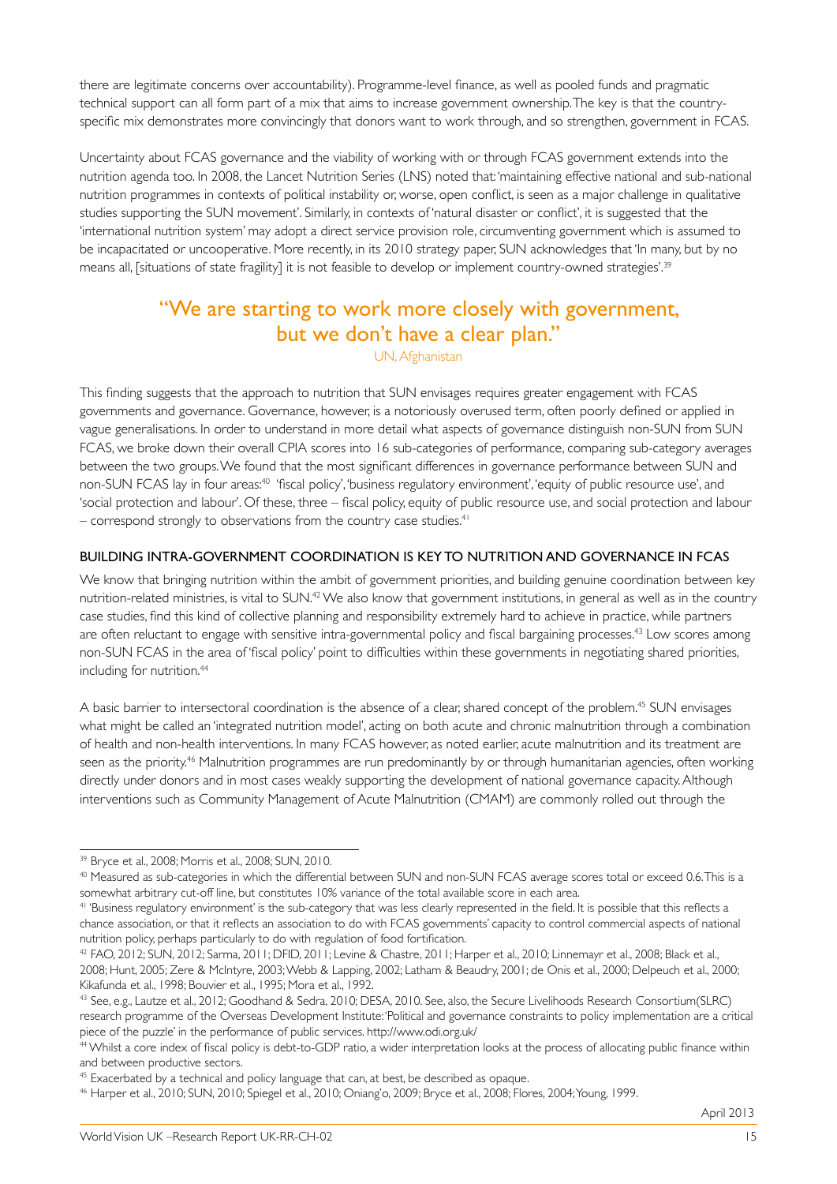there are legitimate concerns over accountability). Programme-level finance, as well as pooled funds and pragmatic technical support can all form part of a mix that aims to increase government ownership. The key is that the country-specific mix demonstrates more convincingly that donors want to work through, and so strengthen, government in FCAS.

Uncertainty about FCAS governance and the viability of working with or through FCAS government extends into the nutrition agenda too. In 2008, the Lancet Nutrition Series (LNS) noted that: 'maintaining effective national and sub-national nutrition programmes in contexts of political instability or, worse, open conflict, is seen as a major challenge in qualitative studies supporting the SUN movement'. Similarly, in contexts of 'natural disaster or conflict', it is suggested that the 'international nutrition system' may adopt a direct service provision role, circumventing government which is assumed to be incapacitated or uncooperative. More recently, in its 2010 strategy paper, SUN acknowledges that 'In many, but by no means all, [situations of state fragility] it is not feasible to develop or implement country-owned strategies'.[39]

> "We are starting to work more closely with government, but we don't have a clear plan."
>
> UN, Afghanistan

This finding suggests that the approach to nutrition that SUN envisages requires greater engagement with FCAS governments and governance. Governance, however, is a notoriously overused term, often poorly defined or applied in vague generalisations. In order to understand in more detail what aspects of governance distinguish non-SUN from SUN FCAS, we broke down their overall CPIA scores into 16 sub-categories of performance, comparing sub-category averages between the two groups. We found that the most significant differences in governance performance between SUN and non-SUN FCAS lay in four areas:[40] 'fiscal policy', 'business regulatory environment', 'equity of public resource use', and 'social protection and labour'. Of these, three – fiscal policy, equity of public resource use, and social protection and labour – correspond strongly to observations from the country case studies.[41]

## BUILDING INTRA-GOVERNMENT COORDINATION IS KEY TO NUTRITION AND GOVERNANCE IN FCAS

We know that bringing nutrition within the ambit of government priorities, and building genuine coordination between key nutrition-related ministries, is vital to SUN.[42] We also know that government institutions, in general as well as in the country case studies, find this kind of collective planning and responsibility extremely hard to achieve in practice, while partners are often reluctant to engage with sensitive intra-governmental policy and fiscal bargaining processes.[43] Low scores among non-SUN FCAS in the area of 'fiscal policy' point to difficulties within these governments in negotiating shared priorities, including for nutrition.[44]

A basic barrier to intersectoral coordination is the absence of a clear, shared concept of the problem.[45] SUN envisages what might be called an 'integrated nutrition model', acting on both acute and chronic malnutrition through a combination of health and non-health interventions. In many FCAS however, as noted earlier, acute malnutrition and its treatment are seen as the priority.[46] Malnutrition programmes are run predominantly by or through humanitarian agencies, often working directly under donors and in most cases weakly supporting the development of national governance capacity. Although interventions such as Community Management of Acute Malnutrition (CMAM) are commonly rolled out through the

---

[39] Bryce et al., 2008; Morris et al., 2008; SUN, 2010.

[40] Measured as sub-categories in which the differential between SUN and non-SUN FCAS average scores total or exceed 0.6. This is a somewhat arbitrary cut-off line, but constitutes 10% variance of the total available score in each area.

[41] 'Business regulatory environment' is the sub-category that was less clearly represented in the field. It is possible that this reflects a chance association, or that it reflects an association to do with FCAS governments' capacity to control commercial aspects of national nutrition policy, perhaps particularly to do with regulation of food fortification.

[42] FAO, 2012; SUN, 2012; Sarma, 2011; DFID, 2011; Levine & Chastre, 2011; Harper et al., 2010; Linnemayr et al., 2008; Black et al., 2008; Hunt, 2005; Zere & McIntyre, 2003; Webb & Lapping, 2002; Latham & Beaudry, 2001; de Onis et al., 2000; Delpeuch et al., 2000; Kikafunda et al., 1998; Bouvier et al., 1995; Mora et al., 1992.

[43] See, e.g., Lautze et al., 2012; Goodhand & Sedra, 2010; DESA, 2010. See, also, the Secure Livelihoods Research Consortium(SLRC) research programme of the Overseas Development Institute: 'Political and governance constraints to policy implementation are a critical piece of the puzzle' in the performance of public services. http://www.odi.org.uk/

[44] Whilst a core index of fiscal policy is debt-to-GDP ratio, a wider interpretation looks at the process of allocating public finance within and between productive sectors.

[45] Exacerbated by a technical and policy language that can, at best, be described as opaque.

[46] Harper et al., 2010; SUN, 2010; Spiegel et al., 2010; Oniang'o, 2009; Bryce et al., 2008; Flores, 2004; Young, 1999.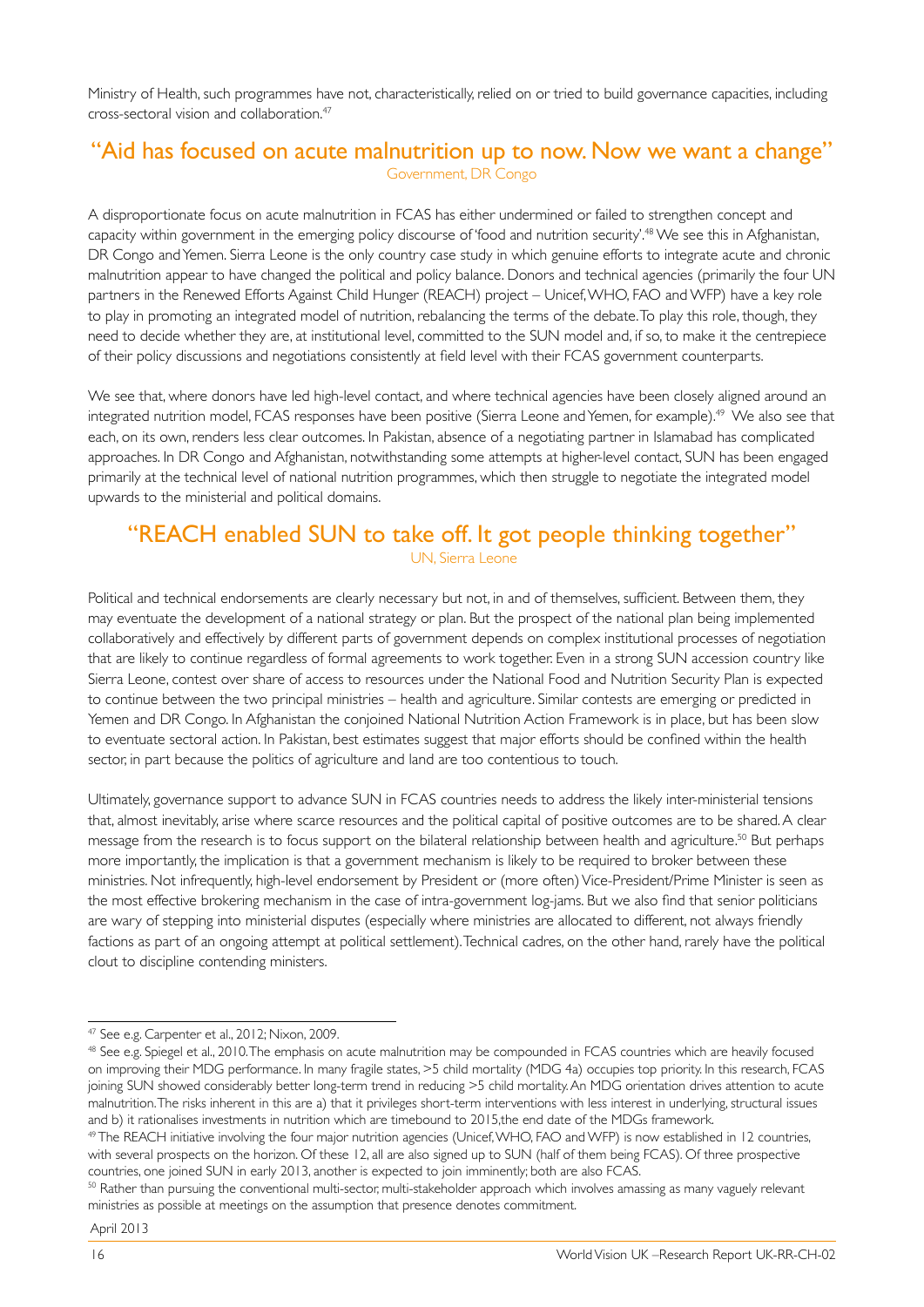Ministry of Health, such programmes have not, characteristically, relied on or tried to build governance capacities, including cross-sectoral vision and collaboration.[47]

## "Aid has focused on acute malnutrition up to now. Now we want a change"

Government, DR Congo

A disproportionate focus on acute malnutrition in FCAS has either undermined or failed to strengthen concept and capacity within government in the emerging policy discourse of 'food and nutrition security'.[48] We see this in Afghanistan, DR Congo and Yemen. Sierra Leone is the only country case study in which genuine efforts to integrate acute and chronic malnutrition appear to have changed the political and policy balance. Donors and technical agencies (primarily the four UN partners in the Renewed Efforts Against Child Hunger (REACH) project – Unicef, WHO, FAO and WFP) have a key role to play in promoting an integrated model of nutrition, rebalancing the terms of the debate. To play this role, though, they need to decide whether they are, at institutional level, committed to the SUN model and, if so, to make it the centrepiece of their policy discussions and negotiations consistently at field level with their FCAS government counterparts.

We see that, where donors have led high-level contact, and where technical agencies have been closely aligned around an integrated nutrition model, FCAS responses have been positive (Sierra Leone and Yemen, for example).[49] We also see that each, on its own, renders less clear outcomes. In Pakistan, absence of a negotiating partner in Islamabad has complicated approaches. In DR Congo and Afghanistan, notwithstanding some attempts at higher-level contact, SUN has been engaged primarily at the technical level of national nutrition programmes, which then struggle to negotiate the integrated model upwards to the ministerial and political domains.

## "REACH enabled SUN to take off. It got people thinking together"

UN, Sierra Leone

Political and technical endorsements are clearly necessary but not, in and of themselves, sufficient. Between them, they may eventuate the development of a national strategy or plan. But the prospect of the national plan being implemented collaboratively and effectively by different parts of government depends on complex institutional processes of negotiation that are likely to continue regardless of formal agreements to work together. Even in a strong SUN accession country like Sierra Leone, contest over share of access to resources under the National Food and Nutrition Security Plan is expected to continue between the two principal ministries – health and agriculture. Similar contests are emerging or predicted in Yemen and DR Congo. In Afghanistan the conjoined National Nutrition Action Framework is in place, but has been slow to eventuate sectoral action. In Pakistan, best estimates suggest that major efforts should be confined within the health sector, in part because the politics of agriculture and land are too contentious to touch.

Ultimately, governance support to advance SUN in FCAS countries needs to address the likely inter-ministerial tensions that, almost inevitably, arise where scarce resources and the political capital of positive outcomes are to be shared. A clear message from the research is to focus support on the bilateral relationship between health and agriculture.[50] But perhaps more importantly, the implication is that a government mechanism is likely to be required to broker between these ministries. Not infrequently, high-level endorsement by President or (more often) Vice-President/Prime Minister is seen as the most effective brokering mechanism in the case of intra-government log-jams. But we also find that senior politicians are wary of stepping into ministerial disputes (especially where ministries are allocated to different, not always friendly factions as part of an ongoing attempt at political settlement). Technical cadres, on the other hand, rarely have the political clout to discipline contending ministers.

---

[47] See e.g. Carpenter et al., 2012; Nixon, 2009.

[48] See e.g. Spiegel et al., 2010. The emphasis on acute malnutrition may be compounded in FCAS countries which are heavily focused on improving their MDG performance. In many fragile states, >5 child mortality (MDG 4a) occupies top priority. In this research, FCAS joining SUN showed considerably better long-term trend in reducing >5 child mortality. An MDG orientation drives attention to acute malnutrition. The risks inherent in this are a) that it privileges short-term interventions with less interest in underlying, structural issues and b) it rationalises investments in nutrition which are timebound to 2015, the end date of the MDGs framework.

[49] The REACH initiative involving the four major nutrition agencies (Unicef, WHO, FAO and WFP) is now established in 12 countries, with several prospects on the horizon. Of these 12, all are also signed up to SUN (half of them being FCAS). Of three prospective countries, one joined SUN in early 2013, another is expected to join imminently; both are also FCAS.

[50] Rather than pursuing the conventional multi-sector, multi-stakeholder approach which involves amassing as many vaguely relevant ministries as possible at meetings on the assumption that presence denotes commitment.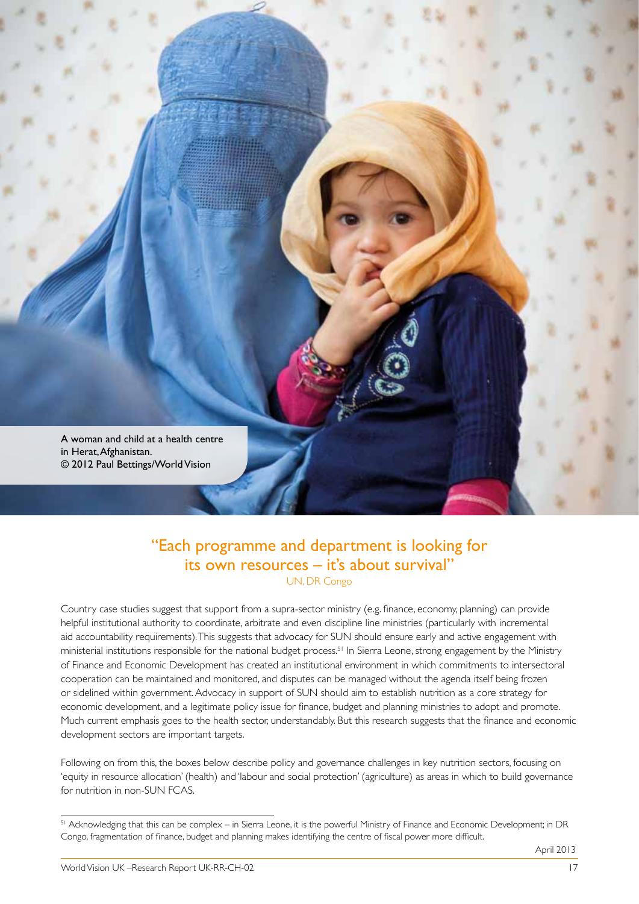A woman and child at a health centre in Herat, Afghanistan.
© 2012 Paul Bettings/World Vision

## "Each programme and department is looking for its own resources – it's about survival"

UN, DR Congo

Country case studies suggest that support from a supra-sector ministry (e.g. finance, economy, planning) can provide helpful institutional authority to coordinate, arbitrate and even discipline line ministries (particularly with incremental aid accountability requirements). This suggests that advocacy for SUN should ensure early and active engagement with ministerial institutions responsible for the national budget process.[51] In Sierra Leone, strong engagement by the Ministry of Finance and Economic Development has created an institutional environment in which commitments to intersectoral cooperation can be maintained and monitored, and disputes can be managed without the agenda itself being frozen or sidelined within government. Advocacy in support of SUN should aim to establish nutrition as a core strategy for economic development, and a legitimate policy issue for finance, budget and planning ministries to adopt and promote. Much current emphasis goes to the health sector, understandably. But this research suggests that the finance and economic development sectors are important targets.

Following on from this, the boxes below describe policy and governance challenges in key nutrition sectors, focusing on 'equity in resource allocation' (health) and 'labour and social protection' (agriculture) as areas in which to build governance for nutrition in non-SUN FCAS.

[51] Acknowledging that this can be complex – in Sierra Leone, it is the powerful Ministry of Finance and Economic Development; in DR Congo, fragmentation of finance, budget and planning makes identifying the centre of fiscal power more difficult.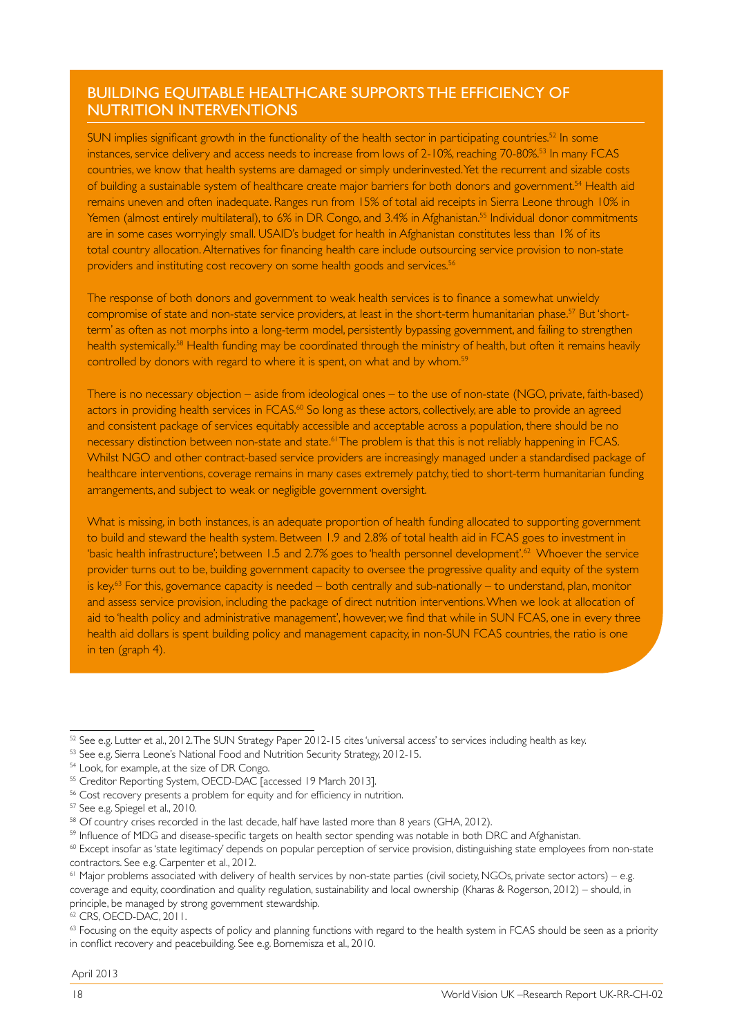## BUILDING EQUITABLE HEALTHCARE SUPPORTS THE EFFICIENCY OF NUTRITION INTERVENTIONS

SUN implies significant growth in the functionality of the health sector in participating countries.[52] In some instances, service delivery and access needs to increase from lows of 2-10%, reaching 70-80%.[53] In many FCAS countries, we know that health systems are damaged or simply underinvested. Yet the recurrent and sizable costs of building a sustainable system of healthcare create major barriers for both donors and government.[54] Health aid remains uneven and often inadequate. Ranges run from 15% of total aid receipts in Sierra Leone through 10% in Yemen (almost entirely multilateral), to 6% in DR Congo, and 3.4% in Afghanistan.[55] Individual donor commitments are in some cases worryingly small. USAID's budget for health in Afghanistan constitutes less than 1% of its total country allocation. Alternatives for financing health care include outsourcing service provision to non-state providers and instituting cost recovery on some health goods and services.[56]

The response of both donors and government to weak health services is to finance a somewhat unwieldy compromise of state and non-state service providers, at least in the short-term humanitarian phase.[57] But 'short-term' as often as not morphs into a long-term model, persistently bypassing government, and failing to strengthen health systemically.[58] Health funding may be coordinated through the ministry of health, but often it remains heavily controlled by donors with regard to where it is spent, on what and by whom.[59]

There is no necessary objection – aside from ideological ones – to the use of non-state (NGO, private, faith-based) actors in providing health services in FCAS.[60] So long as these actors, collectively, are able to provide an agreed and consistent package of services equitably accessible and acceptable across a population, there should be no necessary distinction between non-state and state.[61] The problem is that this is not reliably happening in FCAS. Whilst NGO and other contract-based service providers are increasingly managed under a standardised package of healthcare interventions, coverage remains in many cases extremely patchy, tied to short-term humanitarian funding arrangements, and subject to weak or negligible government oversight.

What is missing, in both instances, is an adequate proportion of health funding allocated to supporting government to build and steward the health system. Between 1.9 and 2.8% of total health aid in FCAS goes to investment in 'basic health infrastructure'; between 1.5 and 2.7% goes to 'health personnel development'.[62] Whoever the service provider turns out to be, building government capacity to oversee the progressive quality and equity of the system is key.[63] For this, governance capacity is needed – both centrally and sub-nationally – to understand, plan, monitor and assess service provision, including the package of direct nutrition interventions. When we look at allocation of aid to 'health policy and administrative management', however, we find that while in SUN FCAS, one in every three health aid dollars is spent building policy and management capacity, in non-SUN FCAS countries, the ratio is one in ten (graph 4).

---

[52] See e.g. Lutter et al., 2012. The SUN Strategy Paper 2012-15 cites 'universal access' to services including health as key.

[53] See e.g. Sierra Leone's National Food and Nutrition Security Strategy, 2012-15.

[54] Look, for example, at the size of DR Congo.

[55] Creditor Reporting System, OECD-DAC [accessed 19 March 2013].

[56] Cost recovery presents a problem for equity and for efficiency in nutrition.

[57] See e.g. Spiegel et al., 2010.

[58] Of country crises recorded in the last decade, half have lasted more than 8 years (GHA, 2012).

[59] Influence of MDG and disease-specific targets on health sector spending was notable in both DRC and Afghanistan.

[60] Except insofar as 'state legitimacy' depends on popular perception of service provision, distinguishing state employees from non-state contractors. See e.g. Carpenter et al., 2012.

[61] Major problems associated with delivery of health services by non-state parties (civil society, NGOs, private sector actors) – e.g. coverage and equity, coordination and quality regulation, sustainability and local ownership (Kharas & Rogerson, 2012) – should, in principle, be managed by strong government stewardship.

[62] CRS, OECD-DAC, 2011.

[63] Focusing on the equity aspects of policy and planning functions with regard to the health system in FCAS should be seen as a priority in conflict recovery and peacebuilding. See e.g. Bornemisza et al., 2010.

April 2013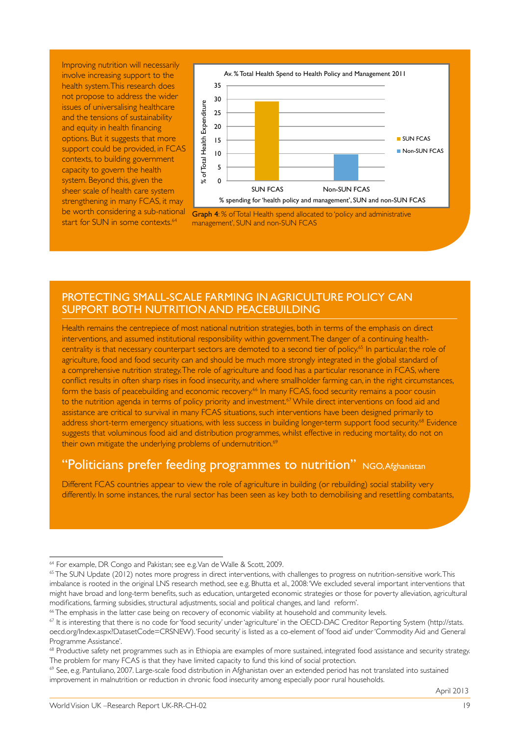Improving nutrition will necessarily involve increasing support to the health system. This research does not propose to address the wider issues of universalising healthcare and the tensions of sustainability and equity in health financing options. But it suggests that more support could be provided, in FCAS contexts, to building government capacity to govern the health system. Beyond this, given the sheer scale of health care system strengthening in many FCAS, it may be worth considering a sub-national start for SUN in some contexts.[64]

**Graph 4**: % of Total Health spend allocated to 'policy and administrative management', SUN and non-SUN FCAS

## PROTECTING SMALL-SCALE FARMING IN AGRICULTURE POLICY CAN SUPPORT BOTH NUTRITION AND PEACEBUILDING

Health remains the centrepiece of most national nutrition strategies, both in terms of the emphasis on direct interventions, and assumed institutional responsibility within government. The danger of a continuing health-centrality is that necessary counterpart sectors are demoted to a second tier of policy.[65] In particular, the role of agriculture, food and food security can and should be much more strongly integrated in the global standard of a comprehensive nutrition strategy. The role of agriculture and food has a particular resonance in FCAS, where conflict results in often sharp rises in food insecurity, and where smallholder farming can, in the right circumstances, form the basis of peacebuilding and economic recovery.[66] In many FCAS, food security remains a poor cousin to the nutrition agenda in terms of policy priority and investment.[67] While direct interventions on food aid and assistance are critical to survival in many FCAS situations, such interventions have been designed primarily to address short-term emergency situations, with less success in building longer-term support food security.[68] Evidence suggests that voluminous food aid and distribution programmes, whilst effective in reducing mortality, do not on their own mitigate the underlying problems of undernutrition.[69]

### "Politicians prefer feeding programmes to nutrition" NGO, Afghanistan

Different FCAS countries appear to view the role of agriculture in building (or rebuilding) social stability very differently. In some instances, the rural sector has been seen as key both to demobilising and resettling combatants,

---

[64] For example, DR Congo and Pakistan; see e.g. Van de Walle & Scott, 2009.

[65] The SUN Update (2012) notes more progress in direct interventions, with challenges to progress on nutrition-sensitive work. This imbalance is rooted in the original LNS research method, see e.g. Bhutta et al., 2008: 'We excluded several important interventions that might have broad and long-term benefits, such as education, untargeted economic strategies or those for poverty alleviation, agricultural modifications, farming subsidies, structural adjustments, social and political changes, and land reform'.

[66] The emphasis in the latter case being on recovery of economic viability at household and community levels.

[67] It is interesting that there is no code for 'food security' under 'agriculture' in the OECD-DAC Creditor Reporting System (http://stats.oecd.org/Index.aspx?DatasetCode=CRSNEW). 'Food security' is listed as a co-element of 'food aid' under 'Commodity Aid and General Programme Assistance'.

[68] Productive safety net programmes such as in Ethiopia are examples of more sustained, integrated food assistance and security strategy. The problem for many FCAS is that they have limited capacity to fund this kind of social protection.

[69] See, e.g. Pantuliano, 2007. Large-scale food distribution in Afghanistan over an extended period has not translated into sustained improvement in malnutrition or reduction in chronic food insecurity among especially poor rural households.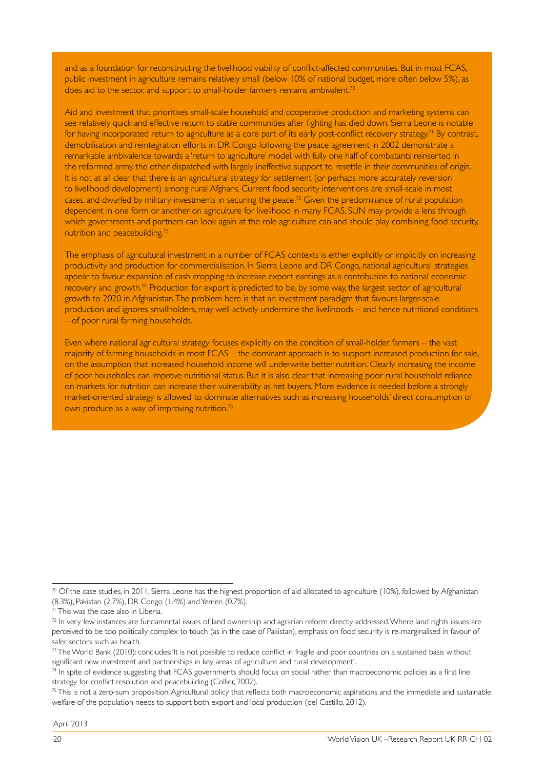and as a foundation for reconstructing the livelihood viability of conflict-affected communities. But in most FCAS, public investment in agriculture remains relatively small (below 10% of national budget, more often below 5%), as does aid to the sector, and support to small-holder farmers remains ambivalent.[70]

Aid and investment that prioritises small-scale household and cooperative production and marketing systems can see relatively quick and effective return to stable communities after fighting has died down. Sierra Leone is notable for having incorporated return to agriculture as a core part of its early post-conflict recovery strategy.[71] By contrast, demobilisation and reintegration efforts in DR Congo following the peace agreement in 2002 demonstrate a remarkable ambivalence towards a 'return to agriculture' model, with fully one half of combatants reinserted in the reformed army, the other dispatched with largely ineffective support to resettle in their communities of origin. It is not at all clear that there is an agricultural strategy for settlement (or perhaps more accurately reversion to livelihood development) among rural Afghans. Current food security interventions are small-scale in most cases, and dwarfed by military investments in securing the peace.[72] Given the predominance of rural population dependent in one form or another on agriculture for livelihood in many FCAS, SUN may provide a lens through which governments and partners can look again at the role agriculture can and should play combining food security, nutrition and peacebuilding.[73]

The emphasis of agricultural investment in a number of FCAS contexts is either explicitly or implicitly on increasing productivity and production for commercialisation. In Sierra Leone and DR Congo, national agricultural strategies appear to favour expansion of cash cropping to increase export earnings as a contribution to national economic recovery and growth.[74] Production for export is predicted to be, by some way, the largest sector of agricultural growth to 2020 in Afghanistan. The problem here is that an investment paradigm that favours larger-scale production and ignores smallholders, may well actively undermine the livelihoods – and hence nutritional conditions – of poor rural farming households.

Even where national agricultural strategy focuses explicitly on the condition of small-holder farmers – the vast majority of farming households in most FCAS – the dominant approach is to support increased production for sale, on the assumption that increased household income will underwrite better nutrition. Clearly increasing the income of poor households can improve nutritional status. But it is also clear that increasing poor rural household reliance on markets for nutrition can increase their vulnerability as net buyers. More evidence is needed before a strongly market-oriented strategy is allowed to dominate alternatives such as increasing households' direct consumption of own produce as a way of improving nutrition.[75]

---

[70] Of the case studies, in 2011, Sierra Leone has the highest proportion of aid allocated to agriculture (10%), followed by Afghanistan (8.3%), Pakistan (2.7%), DR Congo (1.4%) and Yemen (0.7%).

[71] This was the case also in Liberia.

[72] In very few instances are fundamental issues of land ownership and agrarian reform directly addressed. Where land rights issues are perceived to be too politically complex to touch (as in the case of Pakistan), emphasis on food security is re-marginalised in favour of safer sectors such as health.

[73] The World Bank (2010): concludes: 'It is not possible to reduce conflict in fragile and poor countries on a sustained basis without significant new investment and partnerships in key areas of agriculture and rural development'.

[74] In spite of evidence suggesting that FCAS governments should focus on social rather than macroeconomic policies as a first line strategy for conflict resolution and peacebuilding (Collier, 2002).

[75] This is not a zero-sum proposition. Agricultural policy that reflects both macroeconomic aspirations and the immediate and sustainable welfare of the population needs to support both export and local production (del Castillo, 2012).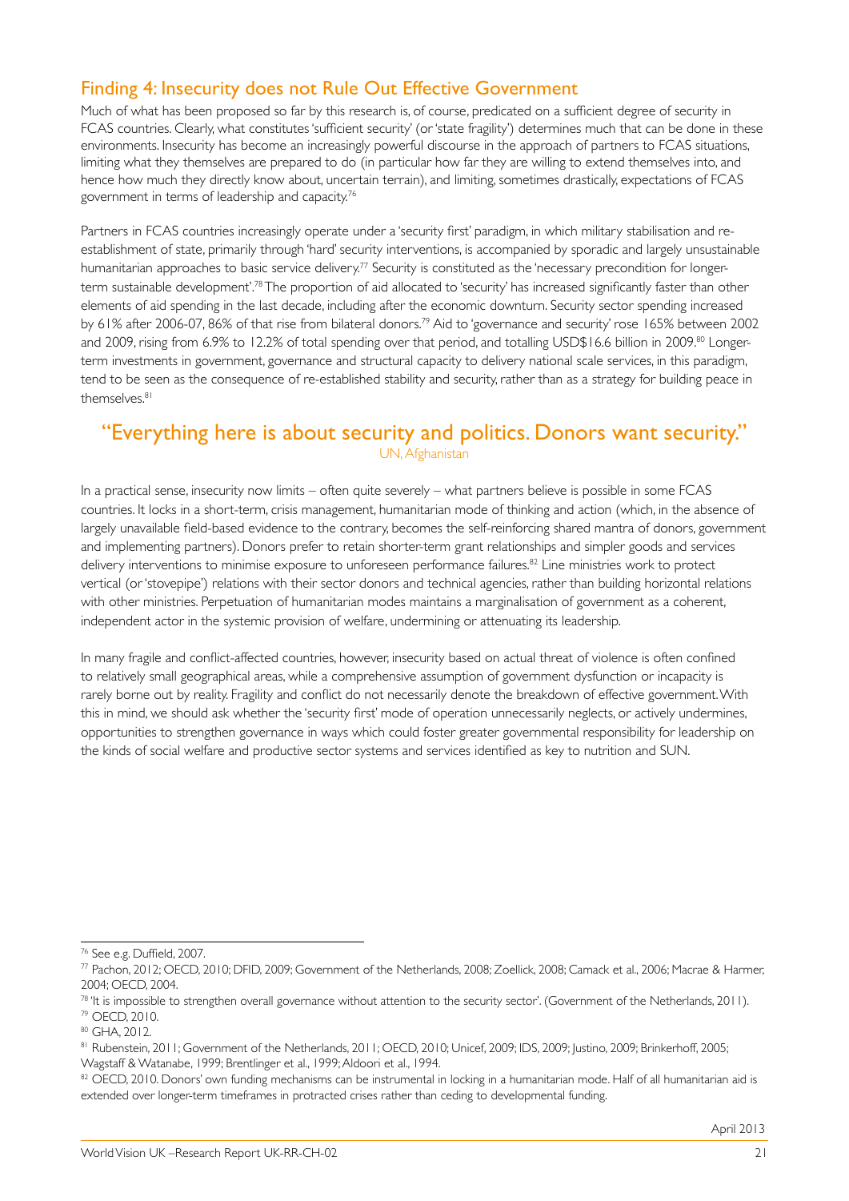## Finding 4: Insecurity does not Rule Out Effective Government

Much of what has been proposed so far by this research is, of course, predicated on a sufficient degree of security in FCAS countries. Clearly, what constitutes 'sufficient security' (or 'state fragility') determines much that can be done in these environments. Insecurity has become an increasingly powerful discourse in the approach of partners to FCAS situations, limiting what they themselves are prepared to do (in particular how far they are willing to extend themselves into, and hence how much they directly know about, uncertain terrain), and limiting, sometimes drastically, expectations of FCAS government in terms of leadership and capacity.[76]

Partners in FCAS countries increasingly operate under a 'security first' paradigm, in which military stabilisation and re-establishment of state, primarily through 'hard' security interventions, is accompanied by sporadic and largely unsustainable humanitarian approaches to basic service delivery.[77] Security is constituted as the 'necessary precondition for longer-term sustainable development'.[78] The proportion of aid allocated to 'security' has increased significantly faster than other elements of aid spending in the last decade, including after the economic downturn. Security sector spending increased by 61% after 2006-07, 86% of that rise from bilateral donors.[79] Aid to 'governance and security' rose 165% between 2002 and 2009, rising from 6.9% to 12.2% of total spending over that period, and totalling USD$16.6 billion in 2009.[80] Longer-term investments in government, governance and structural capacity to delivery national scale services, in this paradigm, tend to be seen as the consequence of re-established stability and security, rather than as a strategy for building peace in themselves.[81]

### "Everything here is about security and politics. Donors want security."

UN, Afghanistan

In a practical sense, insecurity now limits – often quite severely – what partners believe is possible in some FCAS countries. It locks in a short-term, crisis management, humanitarian mode of thinking and action (which, in the absence of largely unavailable field-based evidence to the contrary, becomes the self-reinforcing shared mantra of donors, government and implementing partners). Donors prefer to retain shorter-term grant relationships and simpler goods and services delivery interventions to minimise exposure to unforeseen performance failures.[82] Line ministries work to protect vertical (or 'stovepipe') relations with their sector donors and technical agencies, rather than building horizontal relations with other ministries. Perpetuation of humanitarian modes maintains a marginalisation of government as a coherent, independent actor in the systemic provision of welfare, undermining or attenuating its leadership.

In many fragile and conflict-affected countries, however, insecurity based on actual threat of violence is often confined to relatively small geographical areas, while a comprehensive assumption of government dysfunction or incapacity is rarely borne out by reality. Fragility and conflict do not necessarily denote the breakdown of effective government. With this in mind, we should ask whether the 'security first' mode of operation unnecessarily neglects, or actively undermines, opportunities to strengthen governance in ways which could foster greater governmental responsibility for leadership on the kinds of social welfare and productive sector systems and services identified as key to nutrition and SUN.

---

[76] See e.g. Duffield, 2007.

[77] Pachon, 2012; OECD, 2010; DFID, 2009; Government of the Netherlands, 2008; Zoellick, 2008; Camack et al., 2006; Macrae & Harmer, 2004; OECD, 2004.

[78] 'It is impossible to strengthen overall governance without attention to the security sector'. (Government of the Netherlands, 2011).

[79] OECD, 2010.

[80] GHA, 2012.

[81] Rubenstein, 2011; Government of the Netherlands, 2011; OECD, 2010; Unicef, 2009; IDS, 2009; Justino, 2009; Brinkerhoff, 2005; Wagstaff & Watanabe, 1999; Brentlinger et al., 1999; Aldoori et al., 1994.

[82] OECD, 2010. Donors' own funding mechanisms can be instrumental in locking in a humanitarian mode. Half of all humanitarian aid is extended over longer-term timeframes in protracted crises rather than ceding to developmental funding.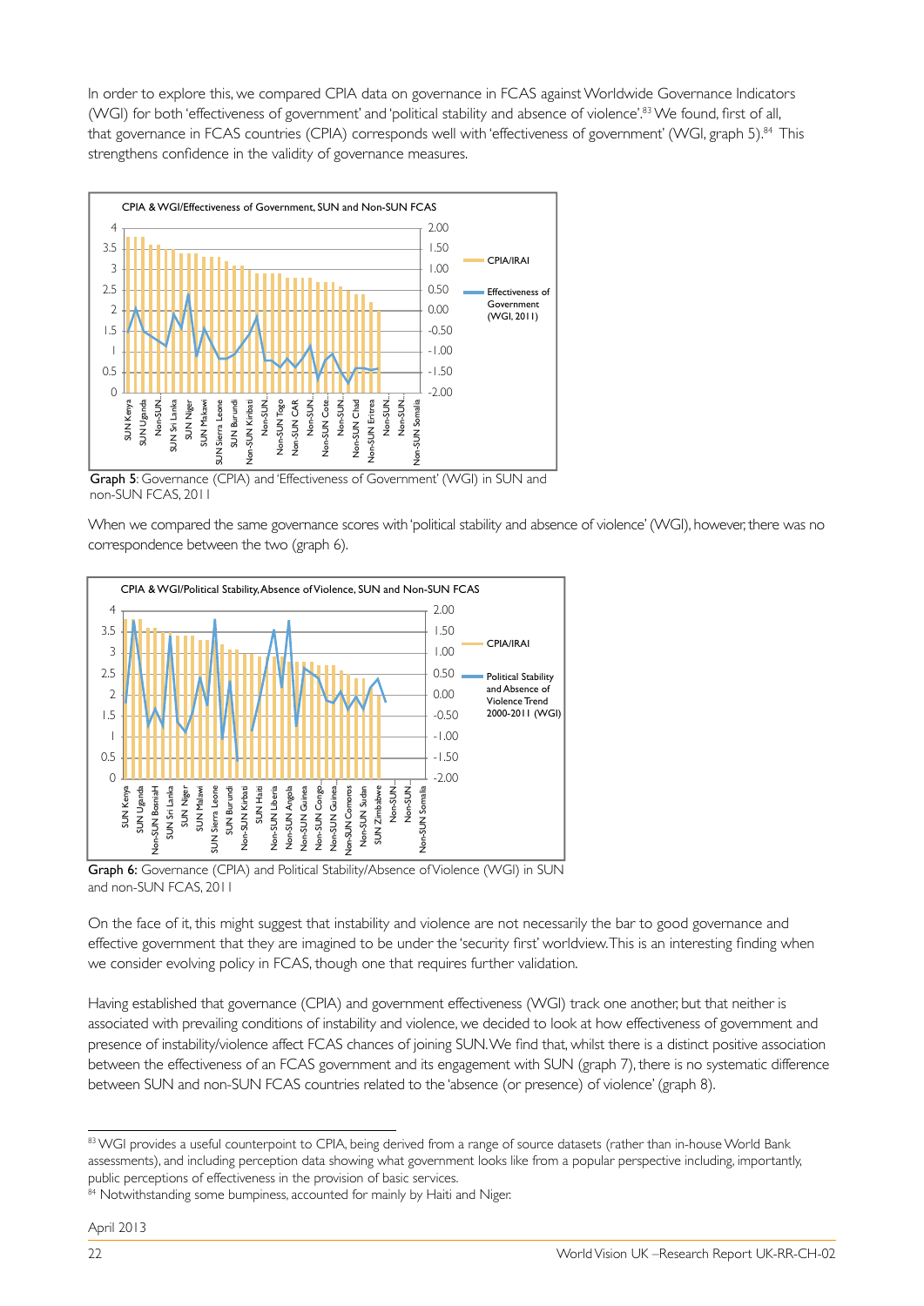In order to explore this, we compared CPIA data on governance in FCAS against Worldwide Governance Indicators (WGI) for both 'effectiveness of government' and 'political stability and absence of violence'.[83] We found, first of all, that governance in FCAS countries (CPIA) corresponds well with 'effectiveness of government' (WGI, graph 5).[84] This strengthens confidence in the validity of governance measures.

**Graph 5**: Governance (CPIA) and 'Effectiveness of Government' (WGI) in SUN and non-SUN FCAS, 2011

When we compared the same governance scores with 'political stability and absence of violence' (WGI), however, there was no correspondence between the two (graph 6).

**Graph 6:** Governance (CPIA) and Political Stability/Absence of Violence (WGI) in SUN and non-SUN FCAS, 2011

On the face of it, this might suggest that instability and violence are not necessarily the bar to good governance and effective government that they are imagined to be under the 'security first' worldview. This is an interesting finding when we consider evolving policy in FCAS, though one that requires further validation.

Having established that governance (CPIA) and government effectiveness (WGI) track one another, but that neither is associated with prevailing conditions of instability and violence, we decided to look at how effectiveness of government and presence of instability/violence affect FCAS chances of joining SUN. We find that, whilst there is a distinct positive association between the effectiveness of an FCAS government and its engagement with SUN (graph 7), there is no systematic difference between SUN and non-SUN FCAS countries related to the 'absence (or presence) of violence' (graph 8).

---

[83] WGI provides a useful counterpoint to CPIA, being derived from a range of source datasets (rather than in-house World Bank assessments), and including perception data showing what government looks like from a popular perspective including, importantly, public perceptions of effectiveness in the provision of basic services.

[84] Notwithstanding some bumpiness, accounted for mainly by Haiti and Niger.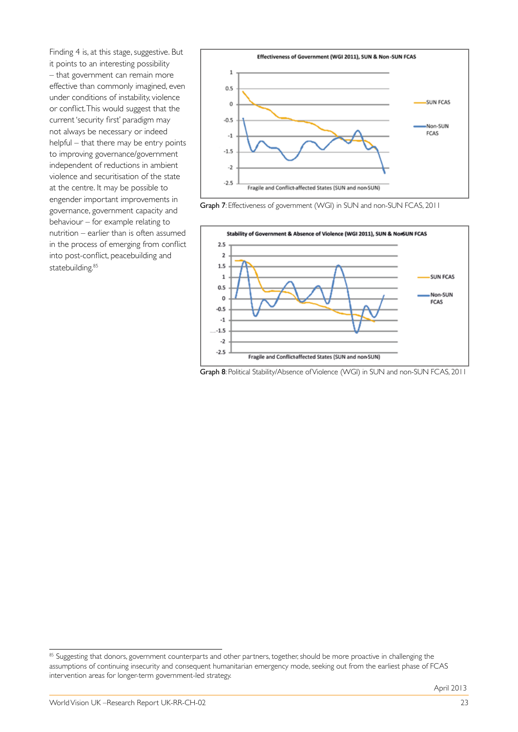Finding 4 is, at this stage, suggestive. But it points to an interesting possibility – that government can remain more effective than commonly imagined, even under conditions of instability, violence or conflict. This would suggest that the current 'security first' paradigm may not always be necessary or indeed helpful – that there may be entry points to improving governance/government independent of reductions in ambient violence and securitisation of the state at the centre. It may be possible to engender important improvements in governance, government capacity and behaviour – for example relating to nutrition – earlier than is often assumed in the process of emerging from conflict into post-conflict, peacebuilding and statebuilding.[85]

**Graph 7**: Effectiveness of government (WGI) in SUN and non-SUN FCAS, 2011

**Graph 8**: Political Stability/Absence of Violence (WGI) in SUN and non-SUN FCAS, 2011

[85] Suggesting that donors, government counterparts and other partners, together, should be more proactive in challenging the assumptions of continuing insecurity and consequent humanitarian emergency mode, seeking out from the earliest phase of FCAS intervention areas for longer-term government-led strategy.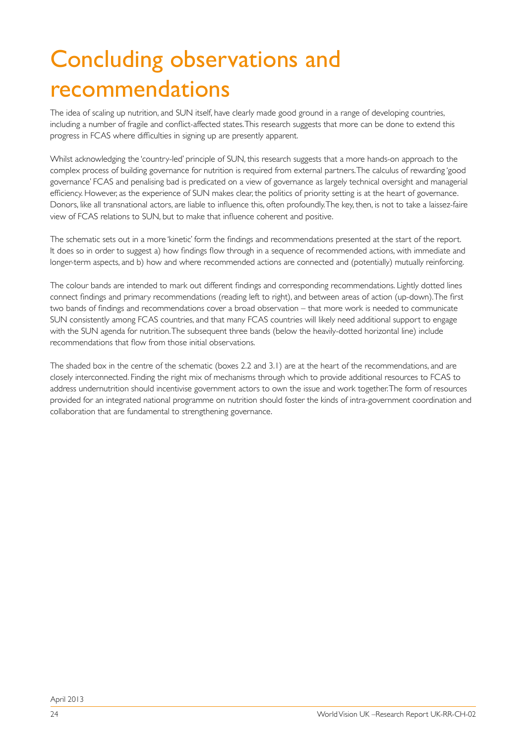# Concluding observations and recommendations

The idea of scaling up nutrition, and SUN itself, have clearly made good ground in a range of developing countries, including a number of fragile and conflict-affected states. This research suggests that more can be done to extend this progress in FCAS where difficulties in signing up are presently apparent.

Whilst acknowledging the 'country-led' principle of SUN, this research suggests that a more hands-on approach to the complex process of building governance for nutrition is required from external partners. The calculus of rewarding 'good governance' FCAS and penalising bad is predicated on a view of governance as largely technical oversight and managerial efficiency. However, as the experience of SUN makes clear, the politics of priority setting is at the heart of governance. Donors, like all transnational actors, are liable to influence this, often profoundly. The key, then, is not to take a laissez-faire view of FCAS relations to SUN, but to make that influence coherent and positive.

The schematic sets out in a more 'kinetic' form the findings and recommendations presented at the start of the report. It does so in order to suggest a) how findings flow through in a sequence of recommended actions, with immediate and longer-term aspects, and b) how and where recommended actions are connected and (potentially) mutually reinforcing.

The colour bands are intended to mark out different findings and corresponding recommendations. Lightly dotted lines connect findings and primary recommendations (reading left to right), and between areas of action (up-down). The first two bands of findings and recommendations cover a broad observation – that more work is needed to communicate SUN consistently among FCAS countries, and that many FCAS countries will likely need additional support to engage with the SUN agenda for nutrition. The subsequent three bands (below the heavily-dotted horizontal line) include recommendations that flow from those initial observations.

The shaded box in the centre of the schematic (boxes 2.2 and 3.1) are at the heart of the recommendations, and are closely interconnected. Finding the right mix of mechanisms through which to provide additional resources to FCAS to address undernutrition should incentivise government actors to own the issue and work together. The form of resources provided for an integrated national programme on nutrition should foster the kinds of intra-government coordination and collaboration that are fundamental to strengthening governance.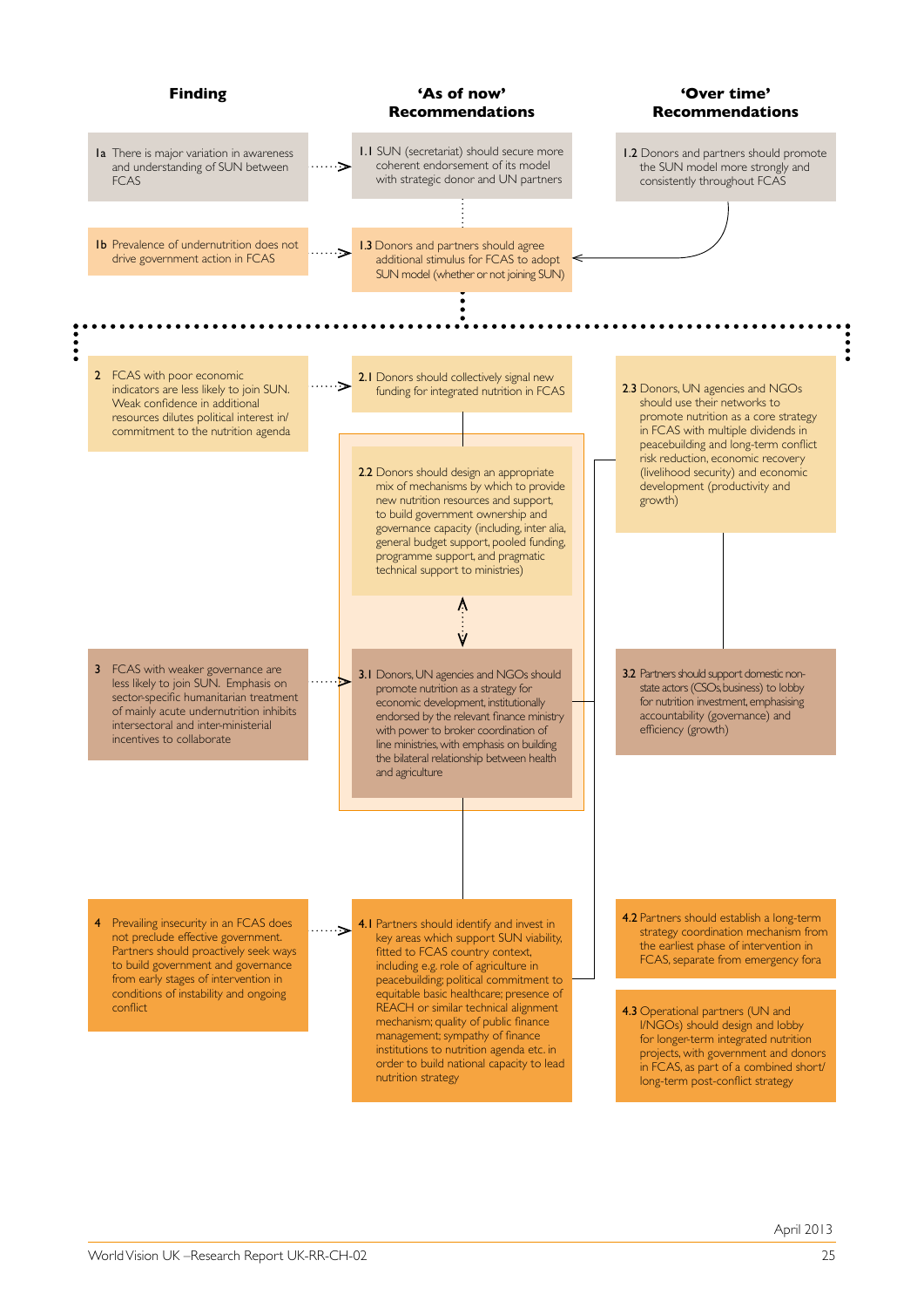| Finding | 'As of now' Recommendations | 'Over time' Recommendations |
| --- | --- | --- |
| **1a** There is major variation in awareness and understanding of SUN between FCAS | **1.1** SUN (secretariat) should secure more coherent endorsement of its model with strategic donor and UN partners | **1.2** Donors and partners should promote the SUN model more strongly and consistently throughout FCAS |
| **1b** Prevalence of undernutrition does not drive government action in FCAS | **1.3** Donors and partners should agree additional stimulus for FCAS to adopt SUN model (whether or not joining SUN) | |
| **2** FCAS with poor economic indicators are less likely to join SUN. Weak confidence in additional resources dilutes political interest in/commitment to the nutrition agenda | **2.1** Donors should collectively signal new funding for integrated nutrition in FCAS<br><br>**2.2** Donors should design an appropriate mix of mechanisms by which to provide new nutrition resources and support, to build government ownership and governance capacity (including, inter alia, general budget support, pooled funding, programme support, and pragmatic technical support to ministries) | **2.3** Donors, UN agencies and NGOs should use their networks to promote nutrition as a core strategy in FCAS with multiple dividends in peacebuilding and long-term conflict risk reduction, economic recovery (livelihood security) and economic development (productivity and growth) |
| **3** FCAS with weaker governance are less likely to join SUN. Emphasis on sector-specific humanitarian treatment of mainly acute undernutrition inhibits intersectoral and inter-ministerial incentives to collaborate | **3.1** Donors, UN agencies and NGOs should promote nutrition as a strategy for economic development, institutionally endorsed by the relevant finance ministry with power to broker coordination of line ministries, with emphasis on building the bilateral relationship between health and agriculture | **3.2** Partners should support domestic non-state actors (CSOs, business) to lobby for nutrition investment, emphasising accountability (governance) and efficiency (growth) |
| **4** Prevailing insecurity in an FCAS does not preclude effective government. Partners should proactively seek ways to build government and governance from early stages of intervention in conditions of instability and ongoing conflict | **4.1** Partners should identify and invest in key areas which support SUN viability, fitted to FCAS country context, including e.g. role of agriculture in peacebuilding; political commitment to equitable basic healthcare; presence of REACH or similar technical alignment mechanism; quality of public finance management; sympathy of finance institutions to nutrition agenda etc. in order to build national capacity to lead nutrition strategy | **4.2** Partners should establish a long-term strategy coordination mechanism from the earliest phase of intervention in FCAS, separate from emergency fora<br><br>**4.3** Operational partners (UN and I/NGOs) should design and lobby for longer-term integrated nutrition projects, with government and donors in FCAS, as part of a combined short/long-term post-conflict strategy |

April 2013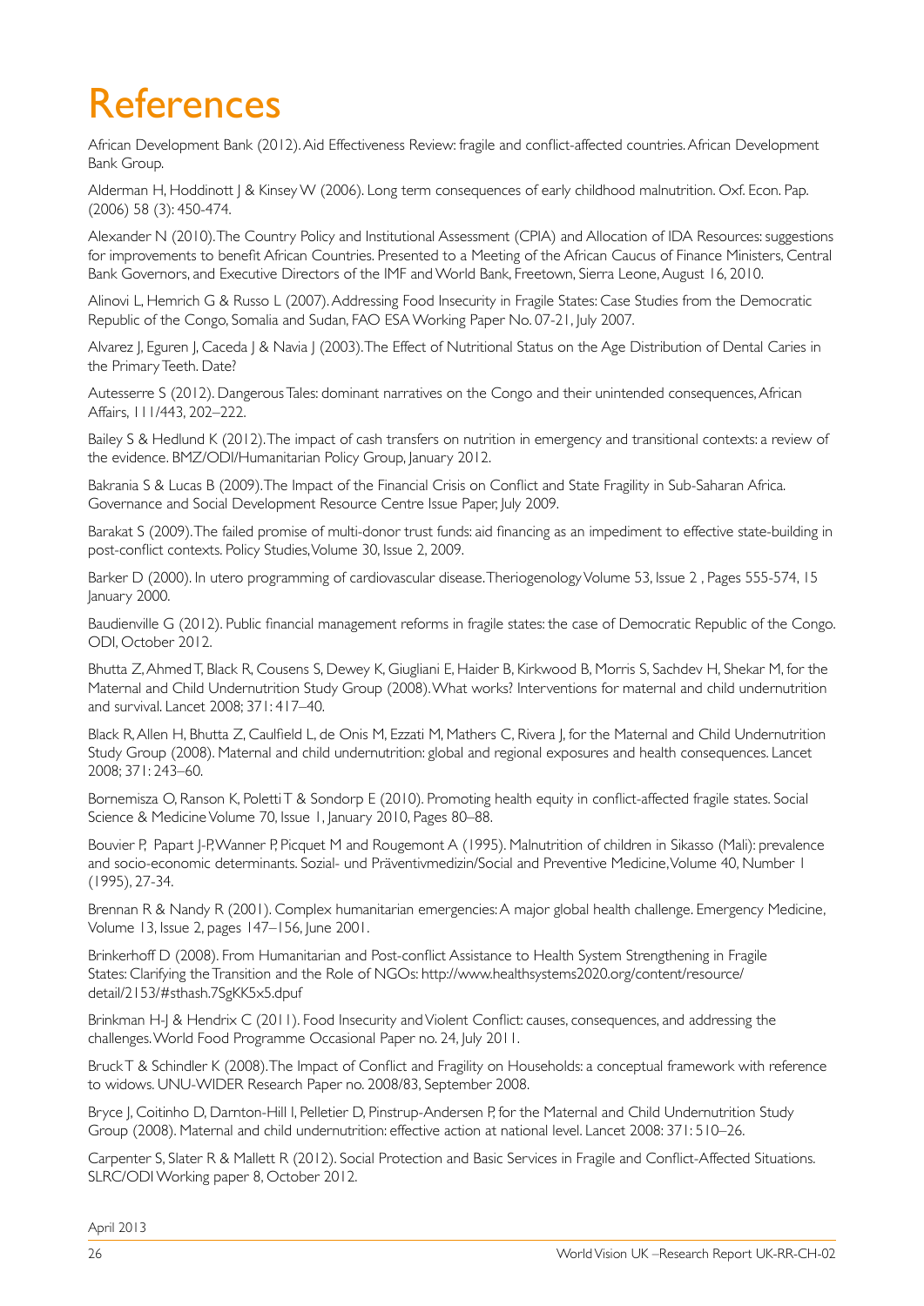# References

African Development Bank (2012). Aid Effectiveness Review: fragile and conflict-affected countries. African Development Bank Group.

Alderman H, Hoddinott J & Kinsey W (2006). Long term consequences of early childhood malnutrition. Oxf. Econ. Pap. (2006) 58 (3): 450-474.

Alexander N (2010). The Country Policy and Institutional Assessment (CPIA) and Allocation of IDA Resources: suggestions for improvements to benefit African Countries. Presented to a Meeting of the African Caucus of Finance Ministers, Central Bank Governors, and Executive Directors of the IMF and World Bank, Freetown, Sierra Leone, August 16, 2010.

Alinovi L, Hemrich G & Russo L (2007). Addressing Food Insecurity in Fragile States: Case Studies from the Democratic Republic of the Congo, Somalia and Sudan, FAO ESA Working Paper No. 07-21, July 2007.

Alvarez J, Eguren J, Caceda J & Navia J (2003). The Effect of Nutritional Status on the Age Distribution of Dental Caries in the Primary Teeth. Date?

Autesserre S (2012). Dangerous Tales: dominant narratives on the Congo and their unintended consequences, African Affairs, 111/443, 202–222.

Bailey S & Hedlund K (2012). The impact of cash transfers on nutrition in emergency and transitional contexts: a review of the evidence. BMZ/ODI/Humanitarian Policy Group, January 2012.

Bakrania S & Lucas B (2009). The Impact of the Financial Crisis on Conflict and State Fragility in Sub-Saharan Africa. Governance and Social Development Resource Centre Issue Paper, July 2009.

Barakat S (2009). The failed promise of multi-donor trust funds: aid financing as an impediment to effective state-building in post-conflict contexts. Policy Studies, Volume 30, Issue 2, 2009.

Barker D (2000). In utero programming of cardiovascular disease. Theriogenology Volume 53, Issue 2 , Pages 555-574, 15 January 2000.

Baudienville G (2012). Public financial management reforms in fragile states: the case of Democratic Republic of the Congo. ODI, October 2012.

Bhutta Z, Ahmed T, Black R, Cousens S, Dewey K, Giugliani E, Haider B, Kirkwood B, Morris S, Sachdev H, Shekar M, for the Maternal and Child Undernutrition Study Group (2008). What works? Interventions for maternal and child undernutrition and survival. Lancet 2008; 371: 417–40.

Black R, Allen H, Bhutta Z, Caulfield L, de Onis M, Ezzati M, Mathers C, Rivera J, for the Maternal and Child Undernutrition Study Group (2008). Maternal and child undernutrition: global and regional exposures and health consequences. Lancet 2008; 371: 243–60.

Bornemisza O, Ranson K, Poletti T & Sondorp E (2010). Promoting health equity in conflict-affected fragile states. Social Science & Medicine Volume 70, Issue 1, January 2010, Pages 80–88.

Bouvier P, Papart J-P, Wanner P, Picquet M and Rougemont A (1995). Malnutrition of children in Sikasso (Mali): prevalence and socio-economic determinants. Sozial- und Präventivmedizin/Social and Preventive Medicine, Volume 40, Number 1 (1995), 27-34.

Brennan R & Nandy R (2001). Complex humanitarian emergencies: A major global health challenge. Emergency Medicine, Volume 13, Issue 2, pages 147–156, June 2001.

Brinkerhoff D (2008). From Humanitarian and Post-conflict Assistance to Health System Strengthening in Fragile States: Clarifying the Transition and the Role of NGOs: http://www.healthsystems2020.org/content/resource/detail/2153/#sthash.7SgKK5x5.dpuf

Brinkman H-J & Hendrix C (2011). Food Insecurity and Violent Conflict: causes, consequences, and addressing the challenges. World Food Programme Occasional Paper no. 24, July 2011.

Bruck T & Schindler K (2008). The Impact of Conflict and Fragility on Households: a conceptual framework with reference to widows. UNU-WIDER Research Paper no. 2008/83, September 2008.

Bryce J, Coitinho D, Darnton-Hill I, Pelletier D, Pinstrup-Andersen P, for the Maternal and Child Undernutrition Study Group (2008). Maternal and child undernutrition: effective action at national level. Lancet 2008: 371: 510–26.

Carpenter S, Slater R & Mallett R (2012). Social Protection and Basic Services in Fragile and Conflict-Affected Situations. SLRC/ODI Working paper 8, October 2012.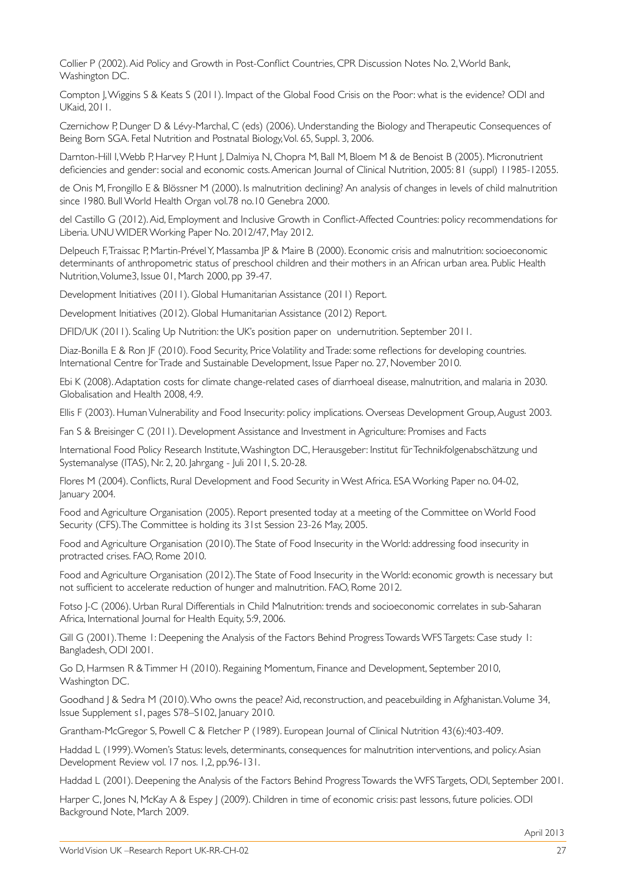Collier P (2002). Aid Policy and Growth in Post-Conflict Countries, CPR Discussion Notes No. 2, World Bank, Washington DC.

Compton J, Wiggins S & Keats S (2011). Impact of the Global Food Crisis on the Poor: what is the evidence? ODI and UKaid, 2011.

Czernichow P, Dunger D & Lévy-Marchal, C (eds) (2006). Understanding the Biology and Therapeutic Consequences of Being Born SGA. Fetal Nutrition and Postnatal Biology, Vol. 65, Suppl. 3, 2006.

Darnton-Hill I, Webb P, Harvey P, Hunt J, Dalmiya N, Chopra M, Ball M, Bloem M & de Benoist B (2005). Micronutrient deficiencies and gender: social and economic costs. American Journal of Clinical Nutrition, 2005: 81 (suppl) 11985-12055.

de Onis M, Frongillo E & Blössner M (2000). Is malnutrition declining? An analysis of changes in levels of child malnutrition since 1980. Bull World Health Organ vol.78 no.10 Genebra 2000.

del Castillo G (2012). Aid, Employment and Inclusive Growth in Conflict-Affected Countries: policy recommendations for Liberia. UNU WIDER Working Paper No. 2012/47, May 2012.

Delpeuch F, Traissac P, Martin-Prével Y, Massamba JP & Maire B (2000). Economic crisis and malnutrition: socioeconomic determinants of anthropometric status of preschool children and their mothers in an African urban area. Public Health Nutrition, Volume3, Issue 01, March 2000, pp 39-47.

Development Initiatives (2011). Global Humanitarian Assistance (2011) Report.

Development Initiatives (2012). Global Humanitarian Assistance (2012) Report.

DFID/UK (2011). Scaling Up Nutrition: the UK's position paper on undernutrition. September 2011.

Diaz-Bonilla E & Ron JF (2010). Food Security, Price Volatility and Trade: some reflections for developing countries. International Centre for Trade and Sustainable Development, Issue Paper no. 27, November 2010.

Ebi K (2008). Adaptation costs for climate change-related cases of diarrhoeal disease, malnutrition, and malaria in 2030. Globalisation and Health 2008, 4:9.

Ellis F (2003). Human Vulnerability and Food Insecurity: policy implications. Overseas Development Group, August 2003.

Fan S & Breisinger C (2011). Development Assistance and Investment in Agriculture: Promises and Facts

International Food Policy Research Institute, Washington DC, Herausgeber: Institut für Technikfolgenabschätzung und Systemanalyse (ITAS), Nr. 2, 20. Jahrgang - Juli 2011, S. 20-28.

Flores M (2004). Conflicts, Rural Development and Food Security in West Africa. ESA Working Paper no. 04-02, January 2004.

Food and Agriculture Organisation (2005). Report presented today at a meeting of the Committee on World Food Security (CFS). The Committee is holding its 31st Session 23-26 May, 2005.

Food and Agriculture Organisation (2010). The State of Food Insecurity in the World: addressing food insecurity in protracted crises. FAO, Rome 2010.

Food and Agriculture Organisation (2012). The State of Food Insecurity in the World: economic growth is necessary but not sufficient to accelerate reduction of hunger and malnutrition. FAO, Rome 2012.

Fotso J-C (2006). Urban Rural Differentials in Child Malnutrition: trends and socioeconomic correlates in sub-Saharan Africa, International Journal for Health Equity, 5:9, 2006.

Gill G (2001). Theme 1: Deepening the Analysis of the Factors Behind Progress Towards WFS Targets: Case study 1: Bangladesh, ODI 2001.

Go D, Harmsen R & Timmer H (2010). Regaining Momentum, Finance and Development, September 2010, Washington DC.

Goodhand J & Sedra M (2010). Who owns the peace? Aid, reconstruction, and peacebuilding in Afghanistan. Volume 34, Issue Supplement s1, pages S78–S102, January 2010.

Grantham-McGregor S, Powell C & Fletcher P (1989). European Journal of Clinical Nutrition 43(6):403-409.

Haddad L (1999). Women's Status: levels, determinants, consequences for malnutrition interventions, and policy. Asian Development Review vol. 17 nos. 1,2, pp.96-131.

Haddad L (2001). Deepening the Analysis of the Factors Behind Progress Towards the WFS Targets, ODI, September 2001.

Harper C, Jones N, McKay A & Espey J (2009). Children in time of economic crisis: past lessons, future policies. ODI Background Note, March 2009.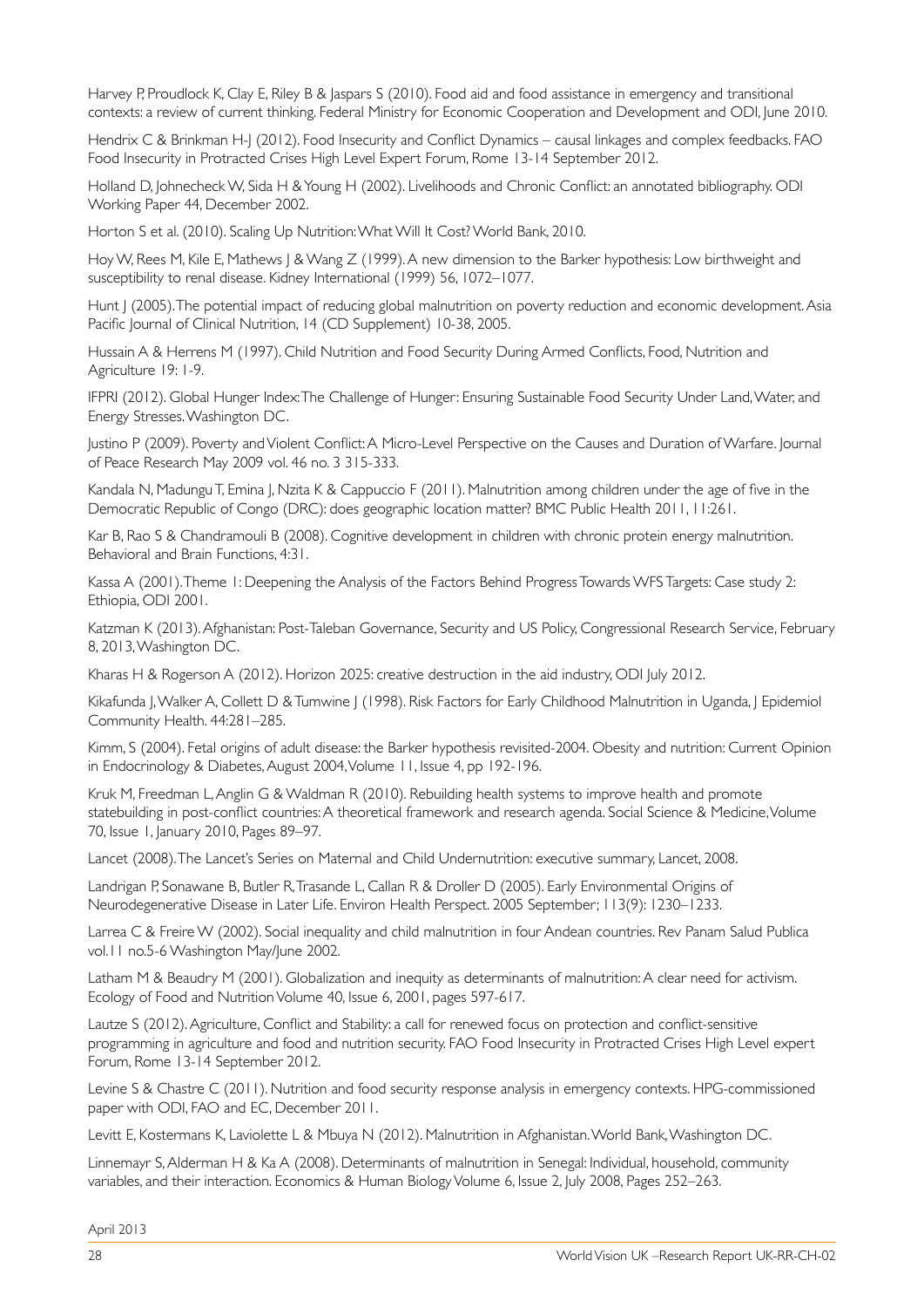Harvey P, Proudlock K, Clay E, Riley B & Jaspars S (2010). Food aid and food assistance in emergency and transitional contexts: a review of current thinking. Federal Ministry for Economic Cooperation and Development and ODI, June 2010.

Hendrix C & Brinkman H-J (2012). Food Insecurity and Conflict Dynamics – causal linkages and complex feedbacks. FAO Food Insecurity in Protracted Crises High Level Expert Forum, Rome 13-14 September 2012.

Holland D, Johnecheck W, Sida H & Young H (2002). Livelihoods and Chronic Conflict: an annotated bibliography. ODI Working Paper 44, December 2002.

Horton S et al. (2010). Scaling Up Nutrition: What Will It Cost? World Bank, 2010.

Hoy W, Rees M, Kile E, Mathews J & Wang Z (1999). A new dimension to the Barker hypothesis: Low birthweight and susceptibility to renal disease. Kidney International (1999) 56, 1072–1077.

Hunt J (2005). The potential impact of reducing global malnutrition on poverty reduction and economic development. Asia Pacific Journal of Clinical Nutrition, 14 (CD Supplement) 10-38, 2005.

Hussain A & Herrens M (1997). Child Nutrition and Food Security During Armed Conflicts, Food, Nutrition and Agriculture 19: 1-9.

IFPRI (2012). Global Hunger Index: The Challenge of Hunger: Ensuring Sustainable Food Security Under Land, Water, and Energy Stresses. Washington DC.

Justino P (2009). Poverty and Violent Conflict: A Micro-Level Perspective on the Causes and Duration of Warfare. Journal of Peace Research May 2009 vol. 46 no. 3 315-333.

Kandala N, Madungu T, Emina J, Nzita K & Cappuccio F (2011). Malnutrition among children under the age of five in the Democratic Republic of Congo (DRC): does geographic location matter? BMC Public Health 2011, 11:261.

Kar B, Rao S & Chandramouli B (2008). Cognitive development in children with chronic protein energy malnutrition. Behavioral and Brain Functions, 4:31.

Kassa A (2001). Theme 1: Deepening the Analysis of the Factors Behind Progress Towards WFS Targets: Case study 2: Ethiopia, ODI 2001.

Katzman K (2013). Afghanistan: Post-Taleban Governance, Security and US Policy, Congressional Research Service, February 8, 2013, Washington DC.

Kharas H & Rogerson A (2012). Horizon 2025: creative destruction in the aid industry, ODI July 2012.

Kikafunda J, Walker A, Collett D & Tumwine J (1998). Risk Factors for Early Childhood Malnutrition in Uganda, J Epidemiol Community Health. 44:281–285.

Kimm, S (2004). Fetal origins of adult disease: the Barker hypothesis revisited-2004. Obesity and nutrition: Current Opinion in Endocrinology & Diabetes, August 2004, Volume 11, Issue 4, pp 192-196.

Kruk M, Freedman L, Anglin G & Waldman R (2010). Rebuilding health systems to improve health and promote statebuilding in post-conflict countries: A theoretical framework and research agenda. Social Science & Medicine, Volume 70, Issue 1, January 2010, Pages 89–97.

Lancet (2008). The Lancet's Series on Maternal and Child Undernutrition: executive summary, Lancet, 2008.

Landrigan P, Sonawane B, Butler R, Trasande L, Callan R & Droller D (2005). Early Environmental Origins of Neurodegenerative Disease in Later Life. Environ Health Perspect. 2005 September; 113(9): 1230–1233.

Larrea C & Freire W (2002). Social inequality and child malnutrition in four Andean countries. Rev Panam Salud Publica vol.11 no.5-6 Washington May/June 2002.

Latham M & Beaudry M (2001). Globalization and inequity as determinants of malnutrition: A clear need for activism. Ecology of Food and Nutrition Volume 40, Issue 6, 2001, pages 597-617.

Lautze S (2012). Agriculture, Conflict and Stability: a call for renewed focus on protection and conflict-sensitive programming in agriculture and food and nutrition security. FAO Food Insecurity in Protracted Crises High Level expert Forum, Rome 13-14 September 2012.

Levine S & Chastre C (2011). Nutrition and food security response analysis in emergency contexts. HPG-commissioned paper with ODI, FAO and EC, December 2011.

Levitt E, Kostermans K, Laviolette L & Mbuya N (2012). Malnutrition in Afghanistan. World Bank, Washington DC.

Linnemayr S, Alderman H & Ka A (2008). Determinants of malnutrition in Senegal: Individual, household, community variables, and their interaction. Economics & Human Biology Volume 6, Issue 2, July 2008, Pages 252–263.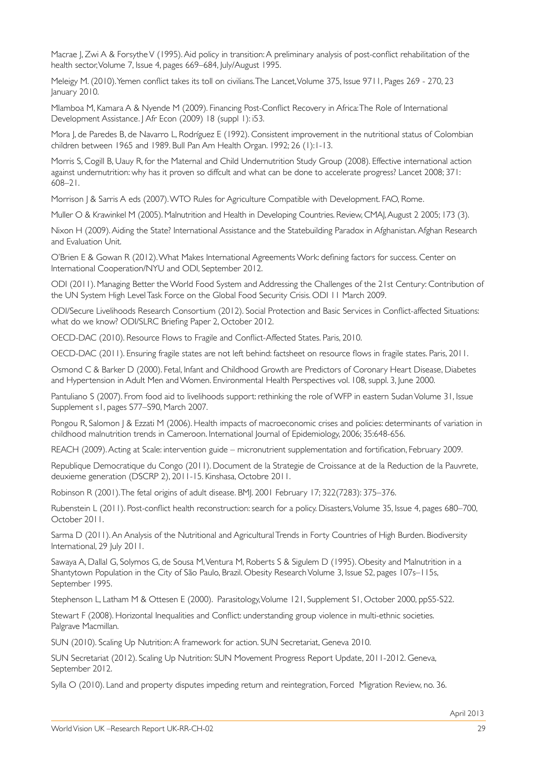Macrae J, Zwi A & Forsythe V (1995). Aid policy in transition: A preliminary analysis of post-conflict rehabilitation of the health sector, Volume 7, Issue 4, pages 669–684, July/August 1995.

Meleigy M. (2010). Yemen conflict takes its toll on civilians. The Lancet, Volume 375, Issue 9711, Pages 269 - 270, 23 January 2010.

Mlamboa M, Kamara A & Nyende M (2009). Financing Post-Conflict Recovery in Africa: The Role of International Development Assistance. J Afr Econ (2009) 18 (suppl 1): i53.

Mora J, de Paredes B, de Navarro L, Rodríguez E (1992). Consistent improvement in the nutritional status of Colombian children between 1965 and 1989. Bull Pan Am Health Organ. 1992; 26 (1):1-13.

Morris S, Cogill B, Uauy R, for the Maternal and Child Undernutrition Study Group (2008). Effective international action against undernutrition: why has it proven so diffcult and what can be done to accelerate progress? Lancet 2008; 371: 608–21.

Morrison J & Sarris A eds (2007). WTO Rules for Agriculture Compatible with Development. FAO, Rome.

Muller O & Krawinkel M (2005). Malnutrition and Health in Developing Countries. Review, CMAJ, August 2 2005; 173 (3).

Nixon H (2009). Aiding the State? International Assistance and the Statebuilding Paradox in Afghanistan. Afghan Research and Evaluation Unit.

O'Brien E & Gowan R (2012). What Makes International Agreements Work: defining factors for success. Center on International Cooperation/NYU and ODI, September 2012.

ODI (2011). Managing Better the World Food System and Addressing the Challenges of the 21st Century: Contribution of the UN System High Level Task Force on the Global Food Security Crisis. ODI 11 March 2009.

ODI/Secure Livelihoods Research Consortium (2012). Social Protection and Basic Services in Conflict-affected Situations: what do we know? ODI/SLRC Briefing Paper 2, October 2012.

OECD-DAC (2010). Resource Flows to Fragile and Conflict-Affected States. Paris, 2010.

OECD-DAC (2011). Ensuring fragile states are not left behind: factsheet on resource flows in fragile states. Paris, 2011.

Osmond C & Barker D (2000). Fetal, Infant and Childhood Growth are Predictors of Coronary Heart Disease, Diabetes and Hypertension in Adult Men and Women. Environmental Health Perspectives vol. 108, suppl. 3, June 2000.

Pantuliano S (2007). From food aid to livelihoods support: rethinking the role of WFP in eastern Sudan Volume 31, Issue Supplement s1, pages S77–S90, March 2007.

Pongou R, Salomon J & Ezzati M (2006). Health impacts of macroeconomic crises and policies: determinants of variation in childhood malnutrition trends in Cameroon. International Journal of Epidemiology, 2006; 35:648-656.

REACH (2009). Acting at Scale: intervention guide – micronutrient supplementation and fortification, February 2009.

Republique Democratique du Congo (2011). Document de la Strategie de Croissance at de la Reduction de la Pauvrete, deuxieme generation (DSCRP 2), 2011-15. Kinshasa, Octobre 2011.

Robinson R (2001). The fetal origins of adult disease. BMJ. 2001 February 17; 322(7283): 375–376.

Rubenstein L (2011). Post-conflict health reconstruction: search for a policy. Disasters, Volume 35, Issue 4, pages 680–700, October 2011.

Sarma D (2011). An Analysis of the Nutritional and Agricultural Trends in Forty Countries of High Burden. Biodiversity International, 29 July 2011.

Sawaya A, Dallal G, Solymos G, de Sousa M, Ventura M, Roberts S & Sigulem D (1995). Obesity and Malnutrition in a Shantytown Population in the City of São Paulo, Brazil. Obesity Research Volume 3, Issue S2, pages 107s–115s, September 1995.

Stephenson L, Latham M & Ottesen E (2000). Parasitology, Volume 121, Supplement S1, October 2000, ppS5-S22.

Stewart F (2008). Horizontal Inequalities and Conflict: understanding group violence in multi-ethnic societies. Palgrave Macmillan.

SUN (2010). Scaling Up Nutrition: A framework for action. SUN Secretariat, Geneva 2010.

SUN Secretariat (2012). Scaling Up Nutrition: SUN Movement Progress Report Update, 2011-2012. Geneva, September 2012.

Sylla O (2010). Land and property disputes impeding return and reintegration, Forced Migration Review, no. 36.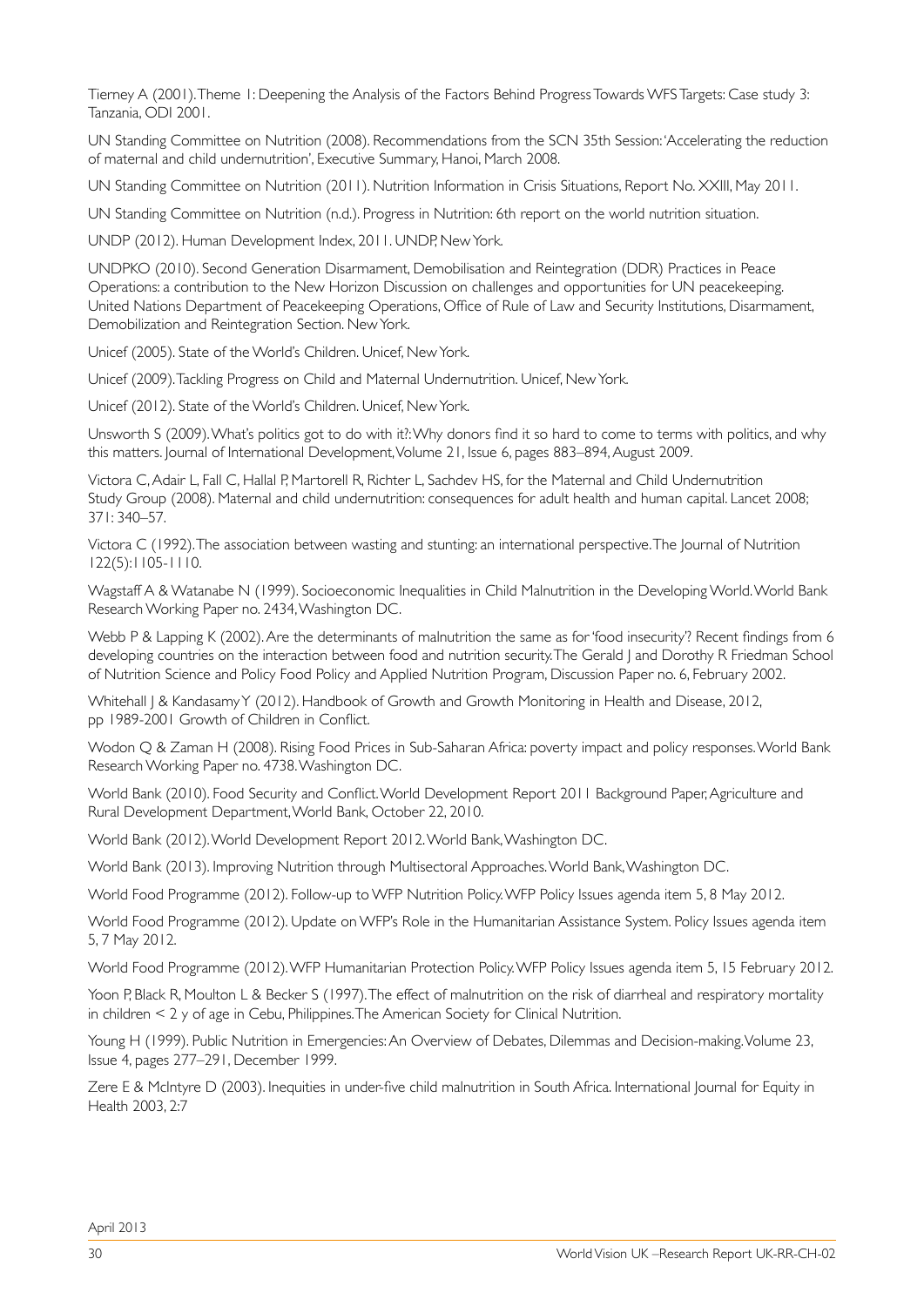Tierney A (2001). Theme 1: Deepening the Analysis of the Factors Behind Progress Towards WFS Targets: Case study 3: Tanzania, ODI 2001.

UN Standing Committee on Nutrition (2008). Recommendations from the SCN 35th Session: 'Accelerating the reduction of maternal and child undernutrition', Executive Summary, Hanoi, March 2008.

UN Standing Committee on Nutrition (2011). Nutrition Information in Crisis Situations, Report No. XXIII, May 2011.

UN Standing Committee on Nutrition (n.d.). Progress in Nutrition: 6th report on the world nutrition situation.

UNDP (2012). Human Development Index, 2011. UNDP, New York.

UNDPKO (2010). Second Generation Disarmament, Demobilisation and Reintegration (DDR) Practices in Peace Operations: a contribution to the New Horizon Discussion on challenges and opportunities for UN peacekeeping. United Nations Department of Peacekeeping Operations, Office of Rule of Law and Security Institutions, Disarmament, Demobilization and Reintegration Section. New York.

Unicef (2005). State of the World's Children. Unicef, New York.

Unicef (2009). Tackling Progress on Child and Maternal Undernutrition. Unicef, New York.

Unicef (2012). State of the World's Children. Unicef, New York.

Unsworth S (2009). What's politics got to do with it?: Why donors find it so hard to come to terms with politics, and why this matters. Journal of International Development, Volume 21, Issue 6, pages 883–894, August 2009.

Victora C, Adair L, Fall C, Hallal P, Martorell R, Richter L, Sachdev HS, for the Maternal and Child Undernutrition Study Group (2008). Maternal and child undernutrition: consequences for adult health and human capital. Lancet 2008; 371: 340–57.

Victora C (1992). The association between wasting and stunting: an international perspective. The Journal of Nutrition 122(5):1105-1110.

Wagstaff A & Watanabe N (1999). Socioeconomic Inequalities in Child Malnutrition in the Developing World. World Bank Research Working Paper no. 2434, Washington DC.

Webb P & Lapping K (2002). Are the determinants of malnutrition the same as for 'food insecurity'? Recent findings from 6 developing countries on the interaction between food and nutrition security. The Gerald J and Dorothy R Friedman School of Nutrition Science and Policy Food Policy and Applied Nutrition Program, Discussion Paper no. 6, February 2002.

Whitehall J & Kandasamy Y (2012). Handbook of Growth and Growth Monitoring in Health and Disease, 2012, pp 1989-2001 Growth of Children in Conflict.

Wodon Q & Zaman H (2008). Rising Food Prices in Sub-Saharan Africa: poverty impact and policy responses. World Bank Research Working Paper no. 4738. Washington DC.

World Bank (2010). Food Security and Conflict. World Development Report 2011 Background Paper, Agriculture and Rural Development Department, World Bank, October 22, 2010.

World Bank (2012). World Development Report 2012. World Bank, Washington DC.

World Bank (2013). Improving Nutrition through Multisectoral Approaches. World Bank, Washington DC.

World Food Programme (2012). Follow-up to WFP Nutrition Policy. WFP Policy Issues agenda item 5, 8 May 2012.

World Food Programme (2012). Update on WFP's Role in the Humanitarian Assistance System. Policy Issues agenda item 5, 7 May 2012.

World Food Programme (2012). WFP Humanitarian Protection Policy. WFP Policy Issues agenda item 5, 15 February 2012.

Yoon P, Black R, Moulton L & Becker S (1997). The effect of malnutrition on the risk of diarrheal and respiratory mortality in children < 2 y of age in Cebu, Philippines. The American Society for Clinical Nutrition.

Young H (1999). Public Nutrition in Emergencies: An Overview of Debates, Dilemmas and Decision-making. Volume 23, Issue 4, pages 277–291, December 1999.

Zere E & McIntyre D (2003). Inequities in under-five child malnutrition in South Africa. International Journal for Equity in Health 2003, 2:7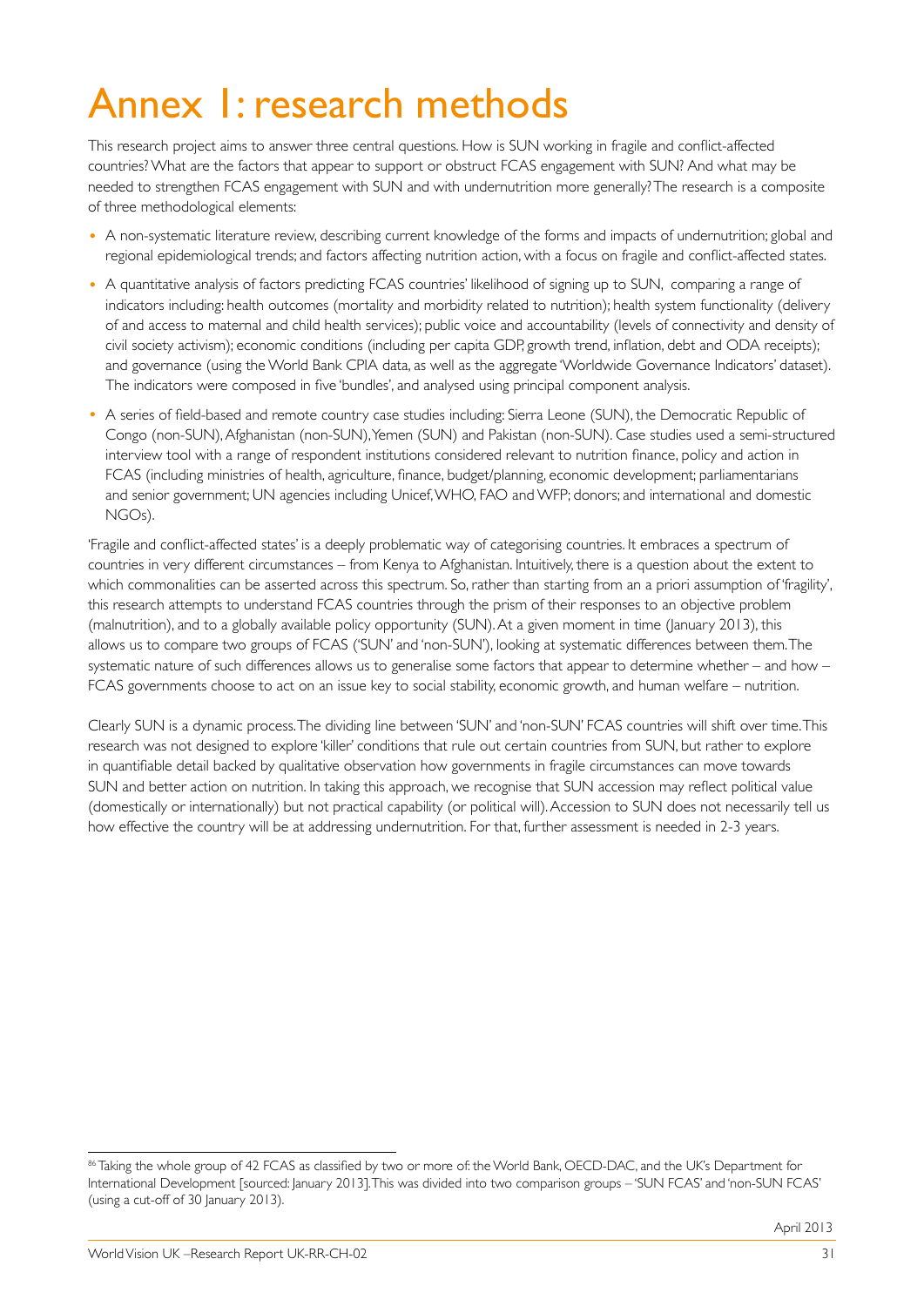# Annex 1: research methods

This research project aims to answer three central questions. How is SUN working in fragile and conflict-affected countries? What are the factors that appear to support or obstruct FCAS engagement with SUN? And what may be needed to strengthen FCAS engagement with SUN and with undernutrition more generally? The research is a composite of three methodological elements:

- A non-systematic literature review, describing current knowledge of the forms and impacts of undernutrition; global and regional epidemiological trends; and factors affecting nutrition action, with a focus on fragile and conflict-affected states.
- A quantitative analysis of factors predicting FCAS countries' likelihood of signing up to SUN, comparing a range of indicators including: health outcomes (mortality and morbidity related to nutrition); health system functionality (delivery of and access to maternal and child health services); public voice and accountability (levels of connectivity and density of civil society activism); economic conditions (including per capita GDP, growth trend, inflation, debt and ODA receipts); and governance (using the World Bank CPIA data, as well as the aggregate 'Worldwide Governance Indicators' dataset). The indicators were composed in five 'bundles', and analysed using principal component analysis.
- A series of field-based and remote country case studies including: Sierra Leone (SUN), the Democratic Republic of Congo (non-SUN), Afghanistan (non-SUN), Yemen (SUN) and Pakistan (non-SUN). Case studies used a semi-structured interview tool with a range of respondent institutions considered relevant to nutrition finance, policy and action in FCAS (including ministries of health, agriculture, finance, budget/planning, economic development; parliamentarians and senior government; UN agencies including Unicef, WHO, FAO and WFP; donors; and international and domestic NGOs).

'Fragile and conflict-affected states' is a deeply problematic way of categorising countries. It embraces a spectrum of countries in very different circumstances – from Kenya to Afghanistan. Intuitively, there is a question about the extent to which commonalities can be asserted across this spectrum. So, rather than starting from an a priori assumption of 'fragility', this research attempts to understand FCAS countries through the prism of their responses to an objective problem (malnutrition), and to a globally available policy opportunity (SUN). At a given moment in time (January 2013), this allows us to compare two groups of FCAS ('SUN' and 'non-SUN'), looking at systematic differences between them. The systematic nature of such differences allows us to generalise some factors that appear to determine whether – and how – FCAS governments choose to act on an issue key to social stability, economic growth, and human welfare – nutrition.

Clearly SUN is a dynamic process. The dividing line between 'SUN' and 'non-SUN' FCAS countries will shift over time. This research was not designed to explore 'killer' conditions that rule out certain countries from SUN, but rather to explore in quantifiable detail backed by qualitative observation how governments in fragile circumstances can move towards SUN and better action on nutrition. In taking this approach, we recognise that SUN accession may reflect political value (domestically or internationally) but not practical capability (or political will). Accession to SUN does not necessarily tell us how effective the country will be at addressing undernutrition. For that, further assessment is needed in 2-3 years.

---

[86] Taking the whole group of 42 FCAS as classified by two or more of: the World Bank, OECD-DAC, and the UK's Department for International Development [sourced: January 2013]. This was divided into two comparison groups – 'SUN FCAS' and 'non-SUN FCAS' (using a cut-off of 30 January 2013).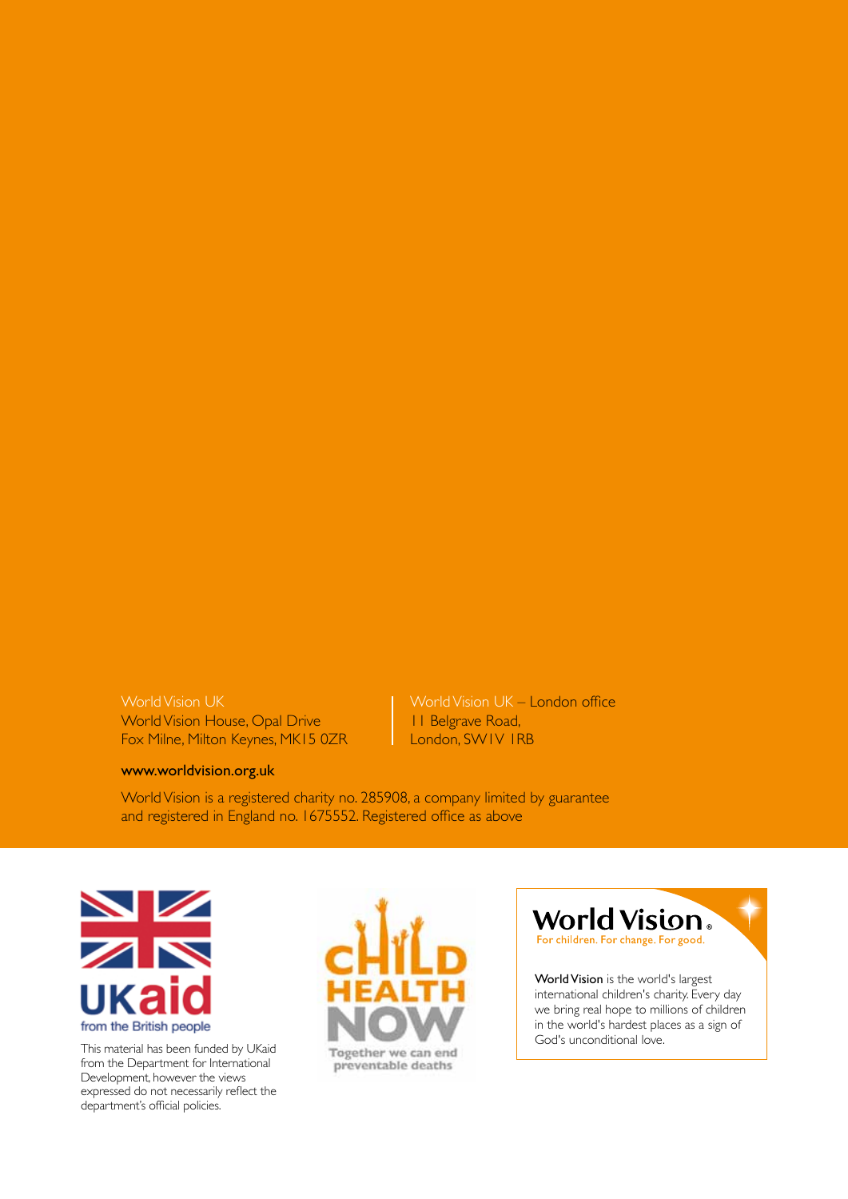World Vision UK
World Vision House, Opal Drive
Fox Milne, Milton Keynes, MK15 0ZR

World Vision UK – London office
11 Belgrave Road,
London, SW1V 1RB

**www.worldvision.org.uk**

World Vision is a registered charity no. 285908, a company limited by guarantee and registered in England no. 1675552. Registered office as above

UKaid from the British people

This material has been funded by UKaid from the Department for International Development, however the views expressed do not necessarily reflect the department's official policies.

CHILD HEALTH NOW
Together we can end preventable deaths

World Vision
For children. For change. For good.

World Vision is the world's largest international children's charity. Every day we bring real hope to millions of children in the world's hardest places as a sign of God's unconditional love.